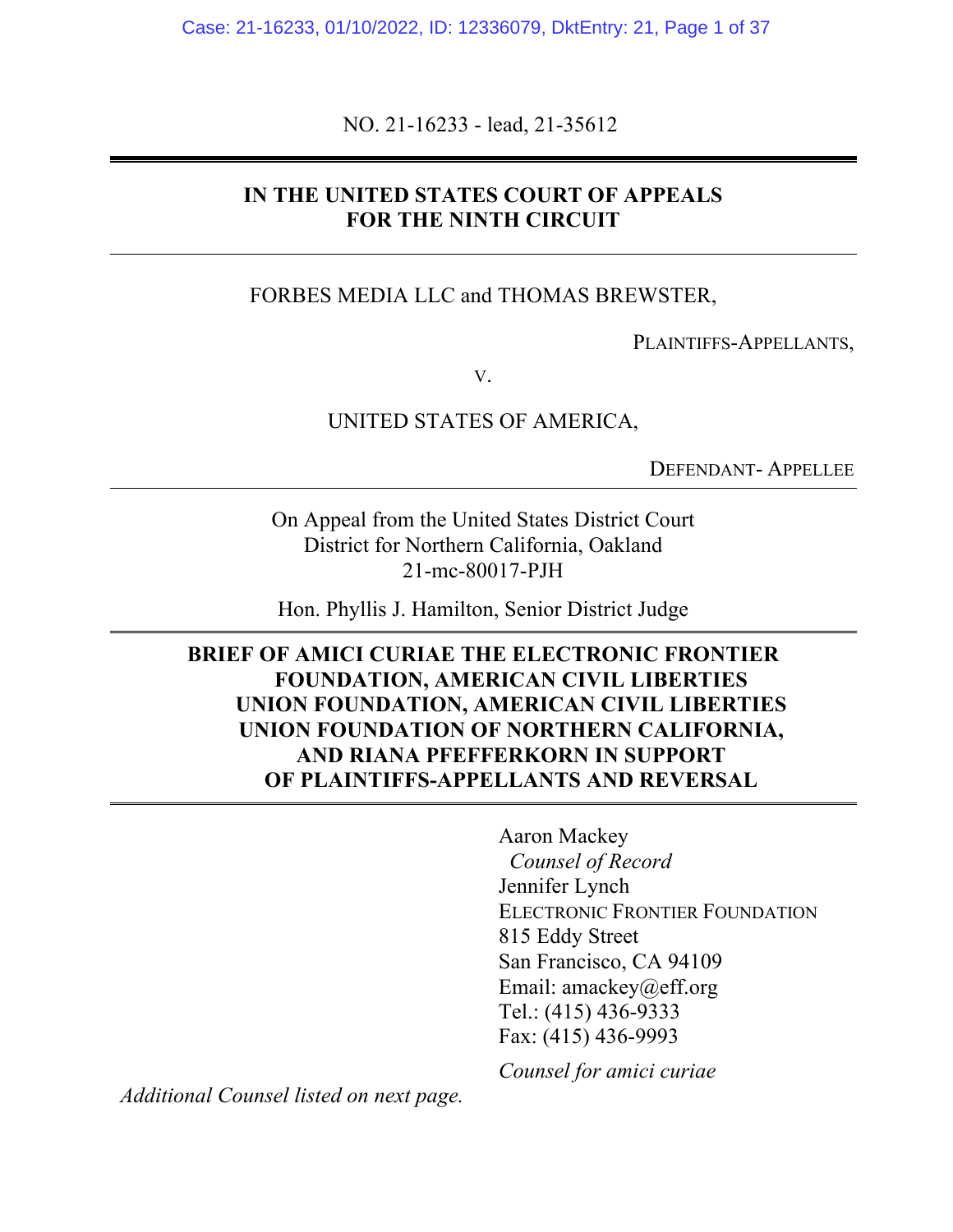NO. 21-16233 - lead, 21-35612

**IN THE UNITED STATES COURT OF APPEALS**
**FOR THE NINTH CIRCUIT**

FORBES MEDIA LLC and THOMAS BREWSTER,

PLAINTIFFS-APPELLANTS,

V.

UNITED STATES OF AMERICA,

DEFENDANT- APPELLEE

On Appeal from the United States District Court
District for Northern California, Oakland
21-mc-80017-PJH

Hon. Phyllis J. Hamilton, Senior District Judge

**BRIEF OF AMICI CURIAE THE ELECTRONIC FRONTIER FOUNDATION, AMERICAN CIVIL LIBERTIES UNION FOUNDATION, AMERICAN CIVIL LIBERTIES UNION FOUNDATION OF NORTHERN CALIFORNIA, AND RIANA PFEFFERKORN IN SUPPORT OF PLAINTIFFS-APPELLANTS AND REVERSAL**

Aaron Mackey
*Counsel of Record*
Jennifer Lynch
ELECTRONIC FRONTIER FOUNDATION
815 Eddy Street
San Francisco, CA 94109
Email: amackey@eff.org
Tel.: (415) 436-9333
Fax: (415) 436-9993

*Counsel for amici curiae*

*Additional Counsel listed on next page.*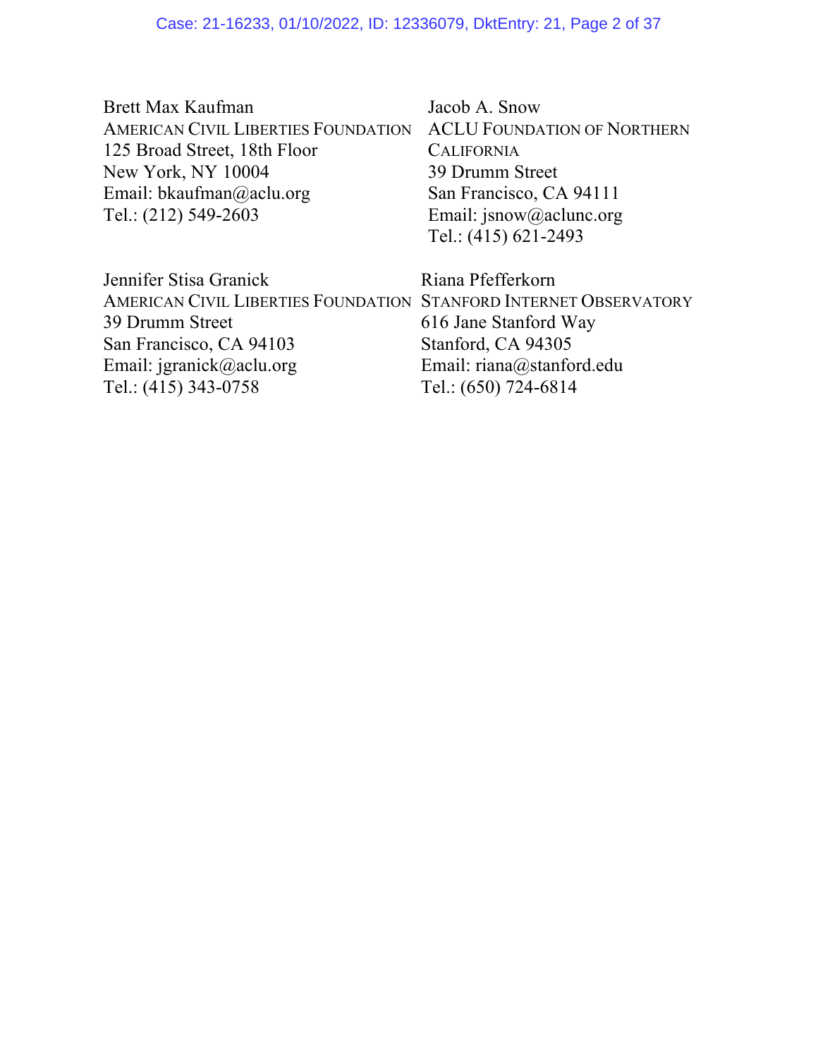Brett Max Kaufman
AMERICAN CIVIL LIBERTIES FOUNDATION
125 Broad Street, 18th Floor
New York, NY 10004
Email: bkaufman@aclu.org
Tel.: (212) 549-2603

Jacob A. Snow
ACLU FOUNDATION OF NORTHERN CALIFORNIA
39 Drumm Street
San Francisco, CA 94111
Email: jsnow@aclunc.org
Tel.: (415) 621-2493

Jennifer Stisa Granick
AMERICAN CIVIL LIBERTIES FOUNDATION
39 Drumm Street
San Francisco, CA 94103
Email: jgranick@aclu.org
Tel.: (415) 343-0758

Riana Pfefferkorn
STANFORD INTERNET OBSERVATORY
616 Jane Stanford Way
Stanford, CA 94305
Email: riana@stanford.edu
Tel.: (650) 724-6814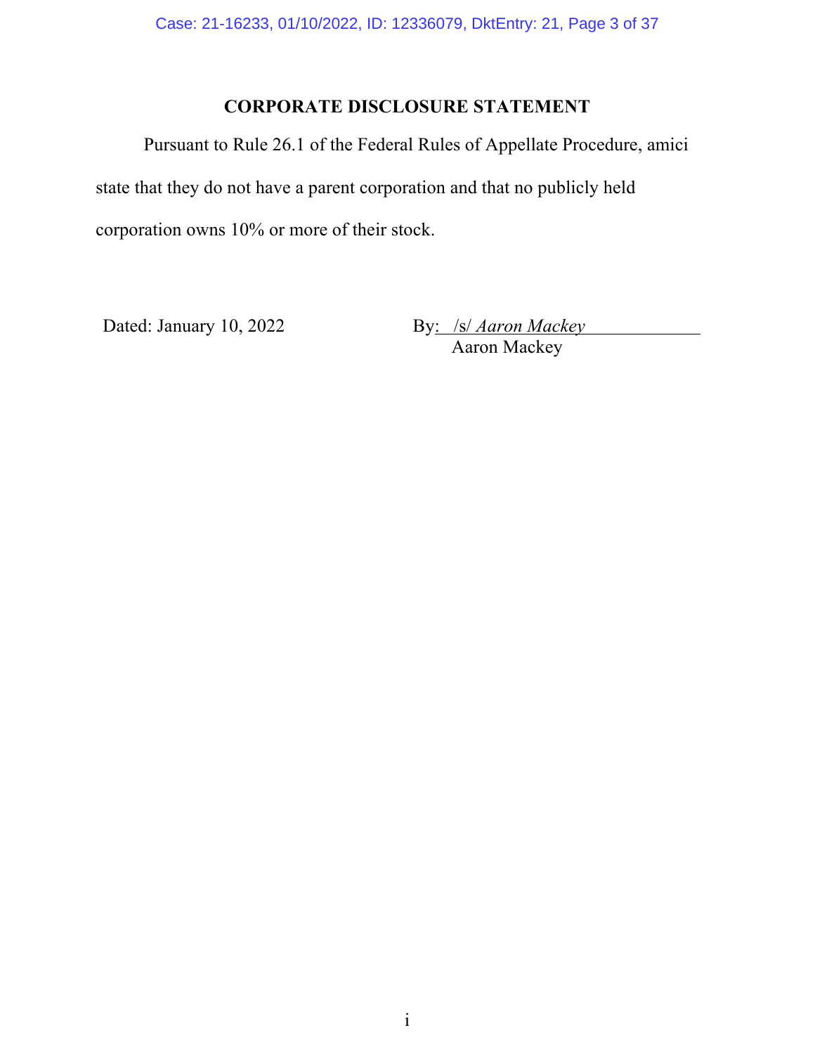## CORPORATE DISCLOSURE STATEMENT

Pursuant to Rule 26.1 of the Federal Rules of Appellate Procedure, amici state that they do not have a parent corporation and that no publicly held corporation owns 10% or more of their stock.

Dated: January 10, 2022

By: /s/ *Aaron Mackey*
Aaron Mackey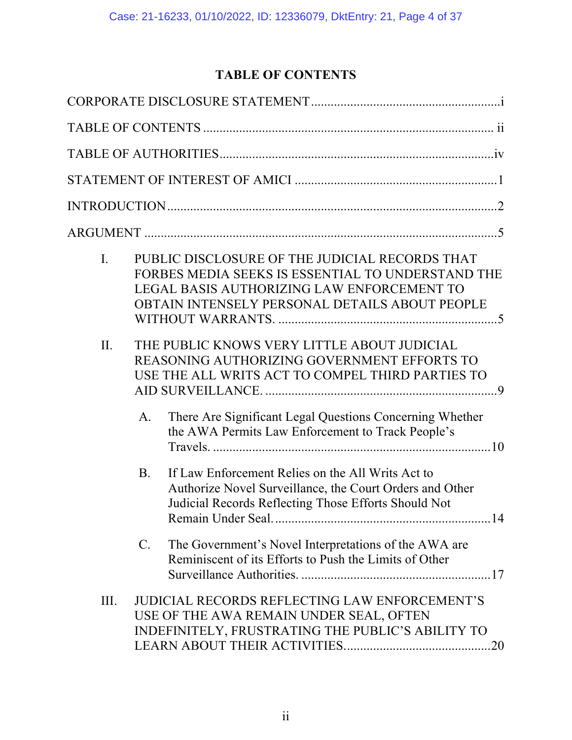# TABLE OF CONTENTS

CORPORATE DISCLOSURE STATEMENT .......................................................... i

TABLE OF CONTENTS ......................................................................................... ii

TABLE OF AUTHORITIES ................................................................................... iv

STATEMENT OF INTEREST OF AMICI ............................................................. 1

INTRODUCTION ..................................................................................................... 2

ARGUMENT ............................................................................................................ 5

I. PUBLIC DISCLOSURE OF THE JUDICIAL RECORDS THAT FORBES MEDIA SEEKS IS ESSENTIAL TO UNDERSTAND THE LEGAL BASIS AUTHORIZING LAW ENFORCEMENT TO OBTAIN INTENSELY PERSONAL DETAILS ABOUT PEOPLE WITHOUT WARRANTS. .................................................................... 5

II. THE PUBLIC KNOWS VERY LITTLE ABOUT JUDICIAL REASONING AUTHORIZING GOVERNMENT EFFORTS TO USE THE ALL WRITS ACT TO COMPEL THIRD PARTIES TO AID SURVEILLANCE. ...................................................................... 9

   A. There Are Significant Legal Questions Concerning Whether the AWA Permits Law Enforcement to Track People's Travels. ..................................................................................... 10

   B. If Law Enforcement Relies on the All Writs Act to Authorize Novel Surveillance, the Court Orders and Other Judicial Records Reflecting Those Efforts Should Not Remain Under Seal. ................................................................... 14

   C. The Government's Novel Interpretations of the AWA are Reminiscent of its Efforts to Push the Limits of Other Surveillance Authorities. .......................................................... 17

III. JUDICIAL RECORDS REFLECTING LAW ENFORCEMENT'S USE OF THE AWA REMAIN UNDER SEAL, OFTEN INDEFINITELY, FRUSTRATING THE PUBLIC'S ABILITY TO LEARN ABOUT THEIR ACTIVITIES. ............................................ 20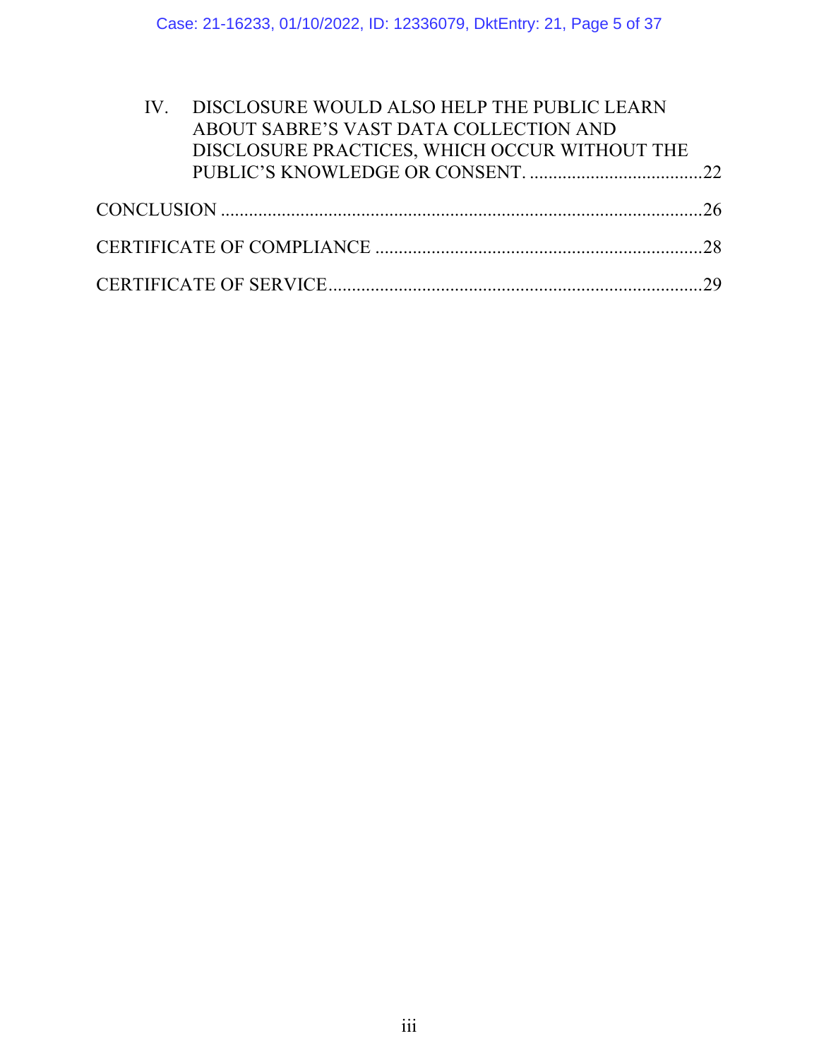IV. DISCLOSURE WOULD ALSO HELP THE PUBLIC LEARN ABOUT SABRE'S VAST DATA COLLECTION AND DISCLOSURE PRACTICES, WHICH OCCUR WITHOUT THE PUBLIC'S KNOWLEDGE OR CONSENT. ....................................22

CONCLUSION ....................................................................................................26

CERTIFICATE OF COMPLIANCE ....................................................................28

CERTIFICATE OF SERVICE..............................................................................29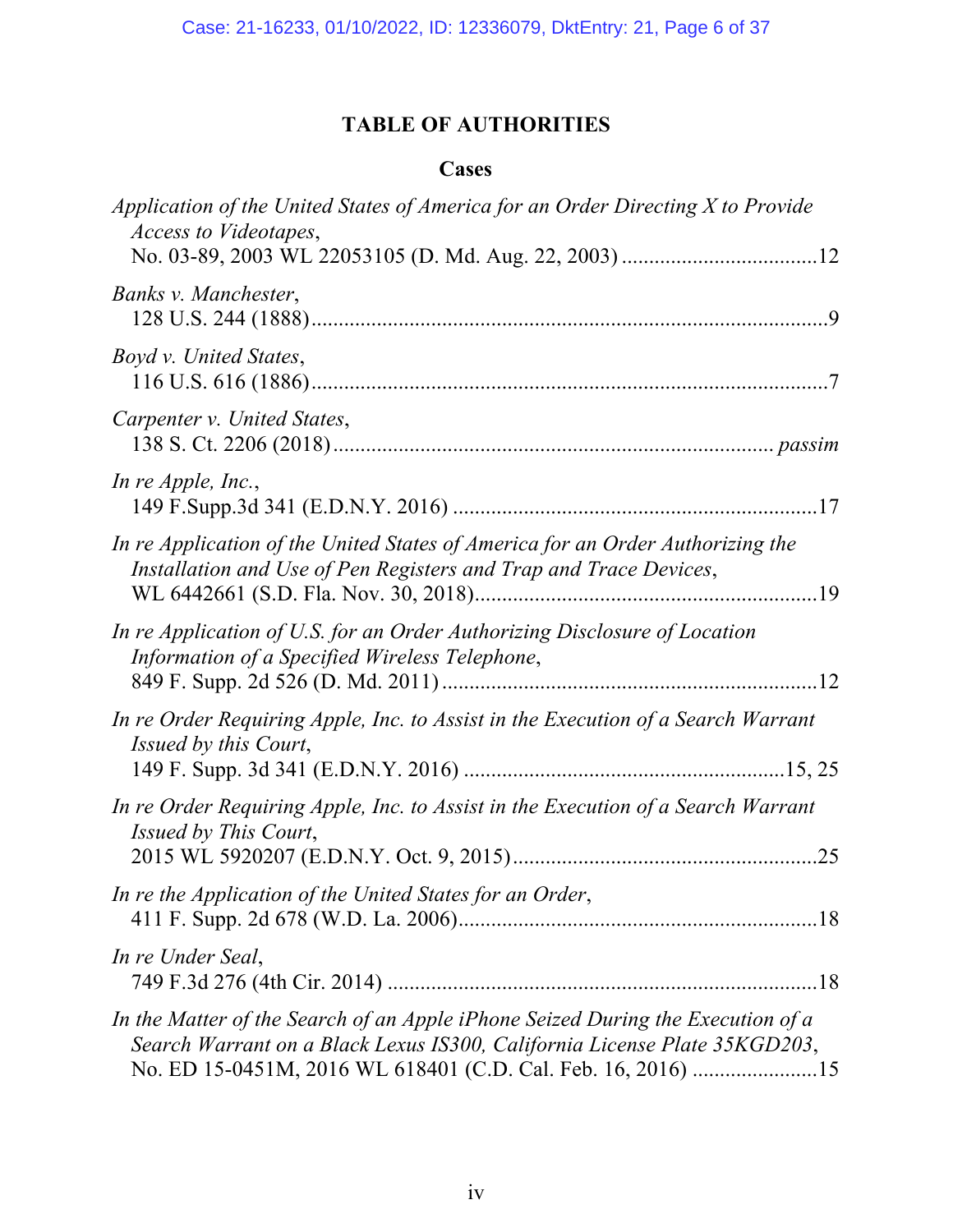# TABLE OF AUTHORITIES

## Cases

*Application of the United States of America for an Order Directing X to Provide Access to Videotapes*,
No. 03-89, 2003 WL 22053105 (D. Md. Aug. 22, 2003) .................................. 12

*Banks v. Manchester*,
128 U.S. 244 (1888) .................................................................................. 9

*Boyd v. United States*,
116 U.S. 616 (1886) .................................................................................. 7

*Carpenter v. United States*,
138 S. Ct. 2206 (2018) .......................................................................... *passim*

*In re Apple, Inc.*,
149 F.Supp.3d 341 (E.D.N.Y. 2016) ............................................................ 17

*In re Application of the United States of America for an Order Authorizing the Installation and Use of Pen Registers and Trap and Trace Devices*,
WL 6442661 (S.D. Fla. Nov. 30, 2018) ......................................................... 19

*In re Application of U.S. for an Order Authorizing Disclosure of Location Information of a Specified Wireless Telephone*,
849 F. Supp. 2d 526 (D. Md. 2011) .............................................................. 12

*In re Order Requiring Apple, Inc. to Assist in the Execution of a Search Warrant Issued by this Court*,
149 F. Supp. 3d 341 (E.D.N.Y. 2016) .................................................... 15, 25

*In re Order Requiring Apple, Inc. to Assist in the Execution of a Search Warrant Issued by This Court*,
2015 WL 5920207 (E.D.N.Y. Oct. 9, 2015) .................................................. 25

*In re the Application of the United States for an Order*,
411 F. Supp. 2d 678 (W.D. La. 2006) ........................................................... 18

*In re Under Seal*,
749 F.3d 276 (4th Cir. 2014) ....................................................................... 18

*In the Matter of the Search of an Apple iPhone Seized During the Execution of a Search Warrant on a Black Lexus IS300, California License Plate 35KGD203*,
No. ED 15-0451M, 2016 WL 618401 (C.D. Cal. Feb. 16, 2016) ....................... 15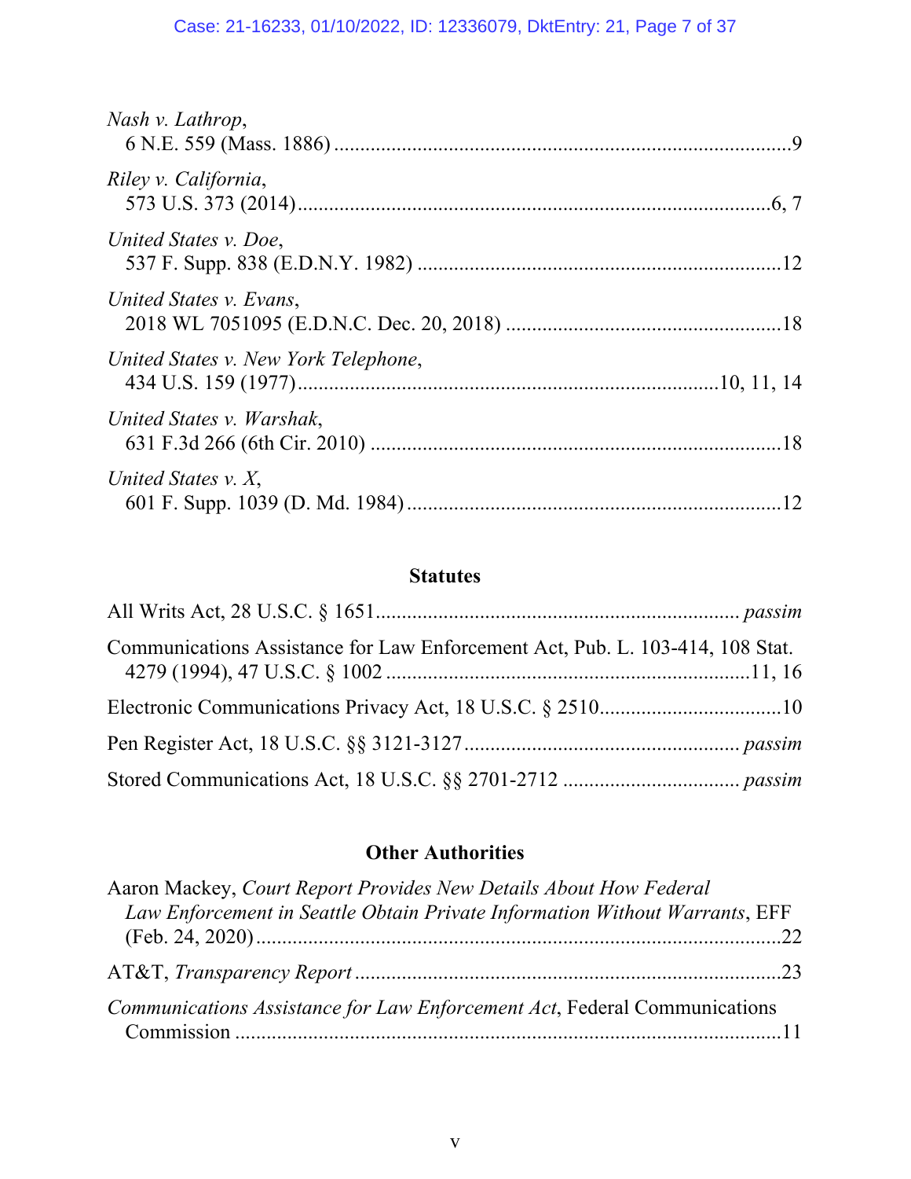*Nash v. Lathrop*,
6 N.E. 559 (Mass. 1886) ........................................................................................9

*Riley v. California*,
573 U.S. 373 (2014)..........................................................................................6, 7

*United States v. Doe*,
537 F. Supp. 838 (E.D.N.Y. 1982) ......................................................................12

*United States v. Evans*,
2018 WL 7051095 (E.D.N.C. Dec. 20, 2018) .....................................................18

*United States v. New York Telephone*,
434 U.S. 159 (1977).................................................................................10, 11, 14

*United States v. Warshak*,
631 F.3d 266 (6th Cir. 2010) ...............................................................................18

*United States v. X*,
601 F. Supp. 1039 (D. Md. 1984) ........................................................................12

**Statutes**

All Writs Act, 28 U.S.C. § 1651...................................................................... *passim*

Communications Assistance for Law Enforcement Act, Pub. L. 103-414, 108 Stat. 4279 (1994), 47 U.S.C. § 1002 ......................................................................11, 16

Electronic Communications Privacy Act, 18 U.S.C. § 2510...................................10

Pen Register Act, 18 U.S.C. §§ 3121-3127 ..................................................... *passim*

Stored Communications Act, 18 U.S.C. §§ 2701-2712 .................................. *passim*

**Other Authorities**

Aaron Mackey, *Court Report Provides New Details About How Federal Law Enforcement in Seattle Obtain Private Information Without Warrants*, EFF (Feb. 24, 2020).......................................................................................22

AT&T, *Transparency Report* ..................................................................................23

*Communications Assistance for Law Enforcement Act*, Federal Communications Commission ..........................................................................................11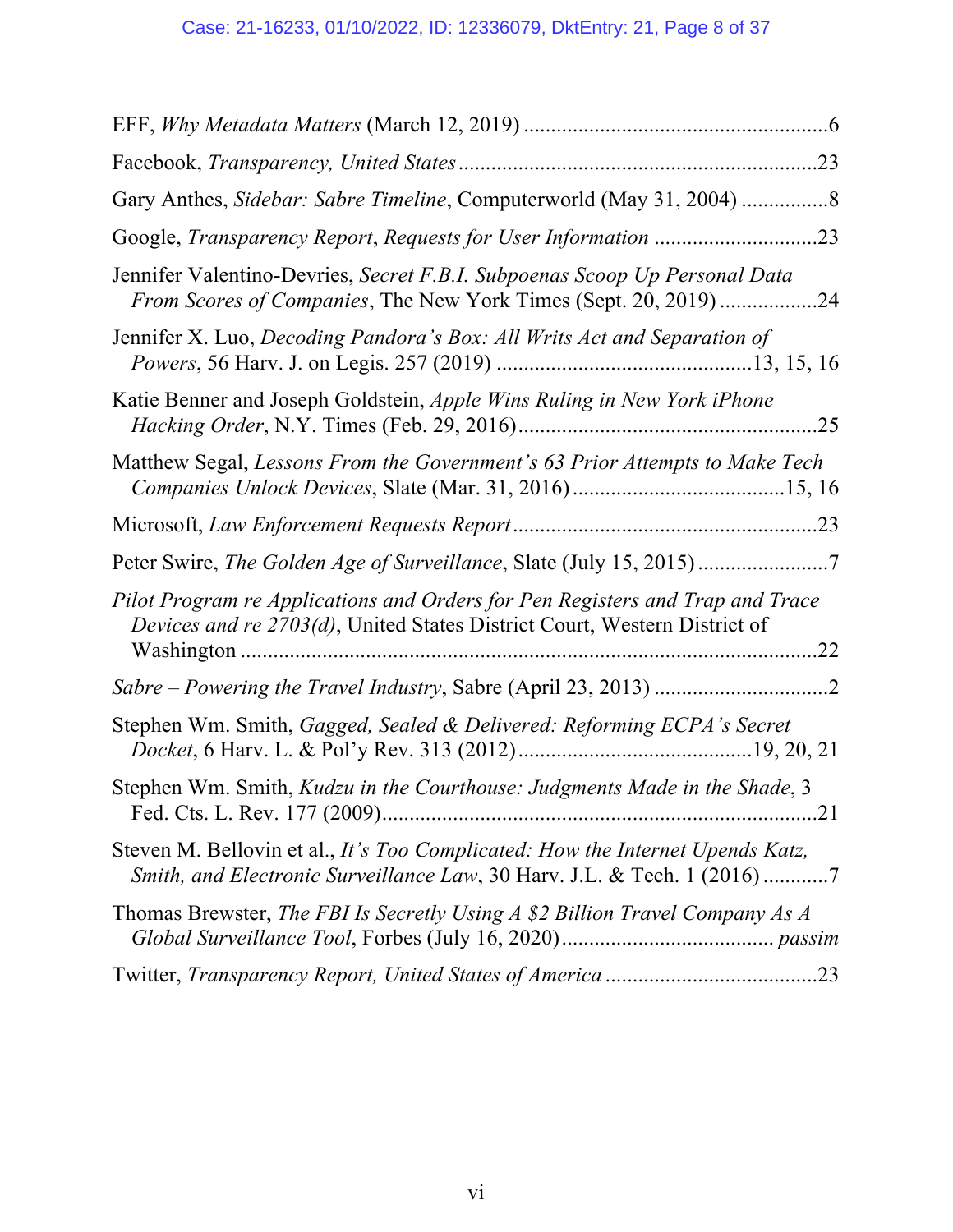EFF, *Why Metadata Matters* (March 12, 2019) .......................................................6

Facebook, *Transparency, United States* .................................................................23

Gary Anthes, *Sidebar: Sabre Timeline*, Computerworld (May 31, 2004) ................8

Google, *Transparency Report*, *Requests for User Information* .............................23

Jennifer Valentino-Devries, *Secret F.B.I. Subpoenas Scoop Up Personal Data From Scores of Companies*, The New York Times (Sept. 20, 2019) ..................24

Jennifer X. Luo, *Decoding Pandora's Box: All Writs Act and Separation of Powers*, 56 Harv. J. on Legis. 257 (2019) ..............................................13, 15, 16

Katie Benner and Joseph Goldstein, *Apple Wins Ruling in New York iPhone Hacking Order*, N.Y. Times (Feb. 29, 2016).......................................................25

Matthew Segal, *Lessons From the Government's 63 Prior Attempts to Make Tech Companies Unlock Devices*, Slate (Mar. 31, 2016).......................................15, 16

Microsoft, *Law Enforcement Requests Report* .......................................................23

Peter Swire, *The Golden Age of Surveillance*, Slate (July 15, 2015) ........................7

*Pilot Program re Applications and Orders for Pen Registers and Trap and Trace Devices and re 2703(d)*, United States District Court, Western District of Washington .........................................................................................................22

*Sabre – Powering the Travel Industry*, Sabre (April 23, 2013) ...............................2

Stephen Wm. Smith, *Gagged, Sealed & Delivered: Reforming ECPA's Secret Docket*, 6 Harv. L. & Pol'y Rev. 313 (2012)..........................................19, 20, 21

Stephen Wm. Smith, *Kudzu in the Courthouse: Judgments Made in the Shade*, 3 Fed. Cts. L. Rev. 177 (2009)...............................................................................21

Steven M. Bellovin et al., *It's Too Complicated: How the Internet Upends Katz, Smith, and Electronic Surveillance Law*, 30 Harv. J.L. & Tech. 1 (2016) ............7

Thomas Brewster, *The FBI Is Secretly Using A $2 Billion Travel Company As A Global Surveillance Tool*, Forbes (July 16, 2020)...................................... *passim*

Twitter, *Transparency Report, United States of America* .......................................23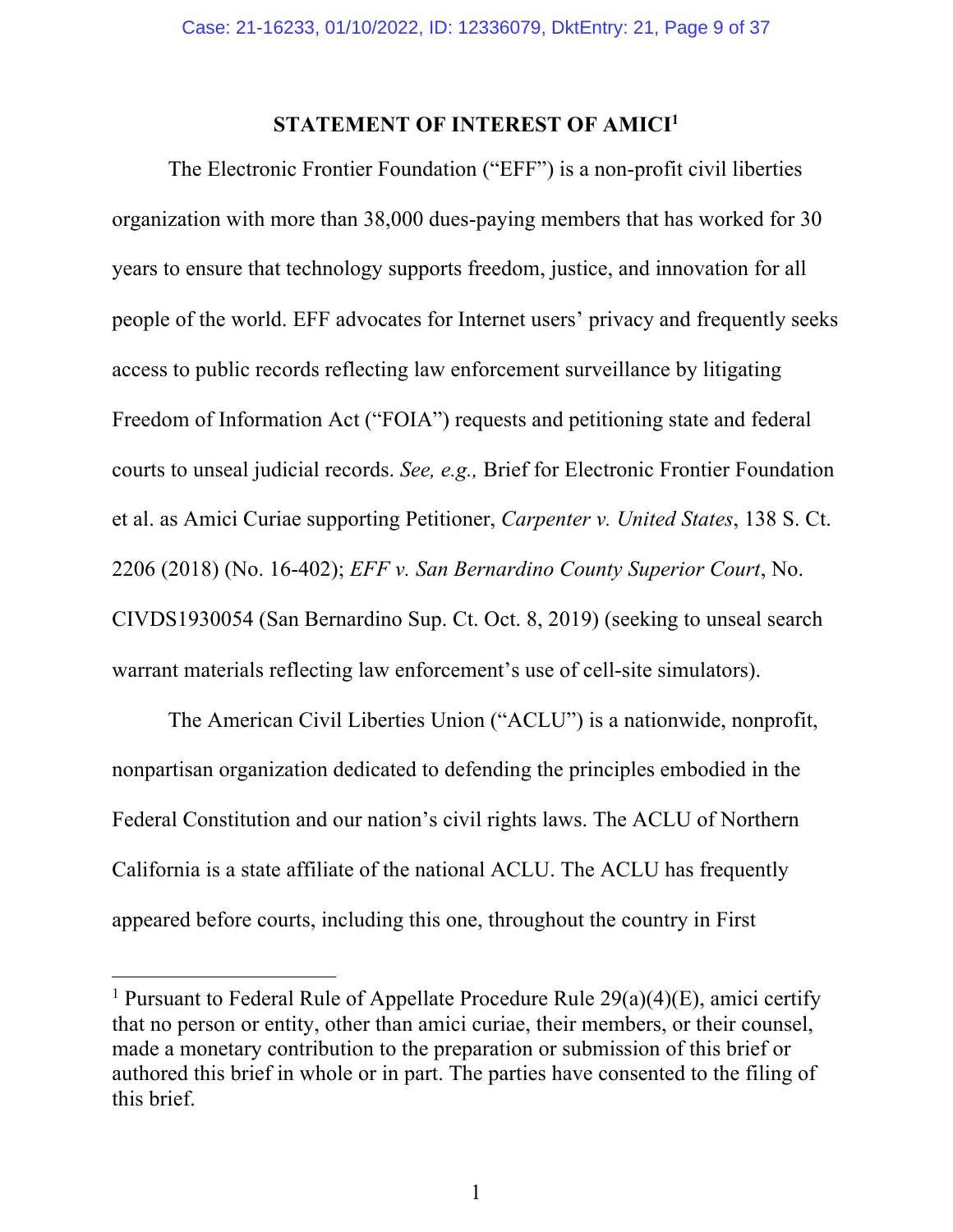## STATEMENT OF INTEREST OF AMICI[1]

The Electronic Frontier Foundation ("EFF") is a non-profit civil liberties organization with more than 38,000 dues-paying members that has worked for 30 years to ensure that technology supports freedom, justice, and innovation for all people of the world. EFF advocates for Internet users' privacy and frequently seeks access to public records reflecting law enforcement surveillance by litigating Freedom of Information Act ("FOIA") requests and petitioning state and federal courts to unseal judicial records. *See, e.g.,* Brief for Electronic Frontier Foundation et al. as Amici Curiae supporting Petitioner, *Carpenter v. United States*, 138 S. Ct. 2206 (2018) (No. 16-402); *EFF v. San Bernardino County Superior Court*, No. CIVDS1930054 (San Bernardino Sup. Ct. Oct. 8, 2019) (seeking to unseal search warrant materials reflecting law enforcement's use of cell-site simulators).

The American Civil Liberties Union ("ACLU") is a nationwide, nonprofit, nonpartisan organization dedicated to defending the principles embodied in the Federal Constitution and our nation's civil rights laws. The ACLU of Northern California is a state affiliate of the national ACLU. The ACLU has frequently appeared before courts, including this one, throughout the country in First

---

[1] Pursuant to Federal Rule of Appellate Procedure Rule 29(a)(4)(E), amici certify that no person or entity, other than amici curiae, their members, or their counsel, made a monetary contribution to the preparation or submission of this brief or authored this brief in whole or in part. The parties have consented to the filing of this brief.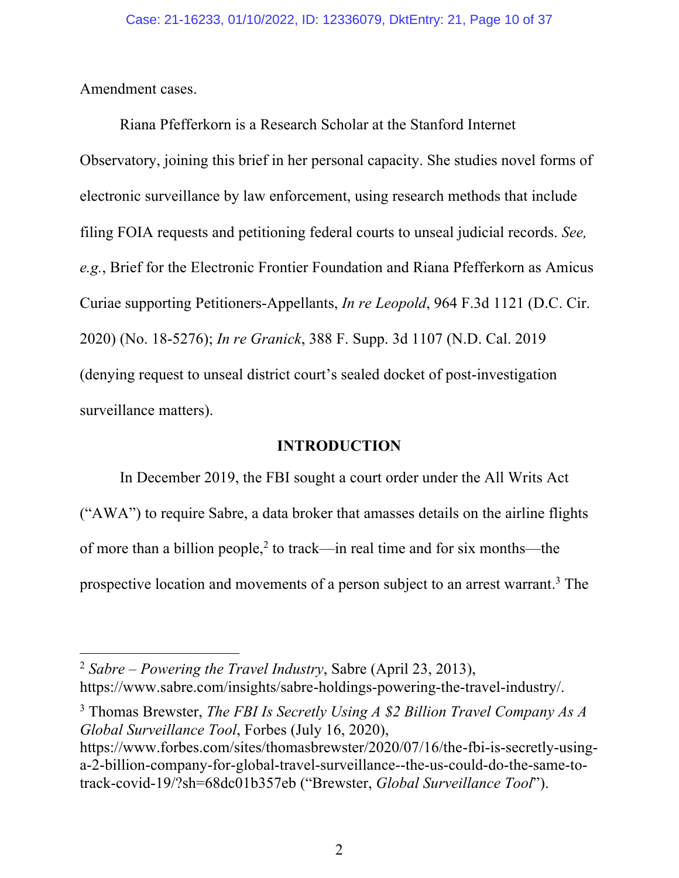Amendment cases.

Riana Pfefferkorn is a Research Scholar at the Stanford Internet Observatory, joining this brief in her personal capacity. She studies novel forms of electronic surveillance by law enforcement, using research methods that include filing FOIA requests and petitioning federal courts to unseal judicial records. *See, e.g.*, Brief for the Electronic Frontier Foundation and Riana Pfefferkorn as Amicus Curiae supporting Petitioners-Appellants, *In re Leopold*, 964 F.3d 1121 (D.C. Cir. 2020) (No. 18-5276); *In re Granick*, 388 F. Supp. 3d 1107 (N.D. Cal. 2019 (denying request to unseal district court's sealed docket of post-investigation surveillance matters).

## INTRODUCTION

In December 2019, the FBI sought a court order under the All Writs Act ("AWA") to require Sabre, a data broker that amasses details on the airline flights of more than a billion people,[2] to track—in real time and for six months—the prospective location and movements of a person subject to an arrest warrant.[3] The

---

[2] *Sabre – Powering the Travel Industry*, Sabre (April 23, 2013), https://www.sabre.com/insights/sabre-holdings-powering-the-travel-industry/.

[3] Thomas Brewster, *The FBI Is Secretly Using A $2 Billion Travel Company As A Global Surveillance Tool*, Forbes (July 16, 2020), https://www.forbes.com/sites/thomasbrewster/2020/07/16/the-fbi-is-secretly-using-a-2-billion-company-for-global-travel-surveillance--the-us-could-do-the-same-to-track-covid-19/?sh=68dc01b357eb ("Brewster, *Global Surveillance Tool*").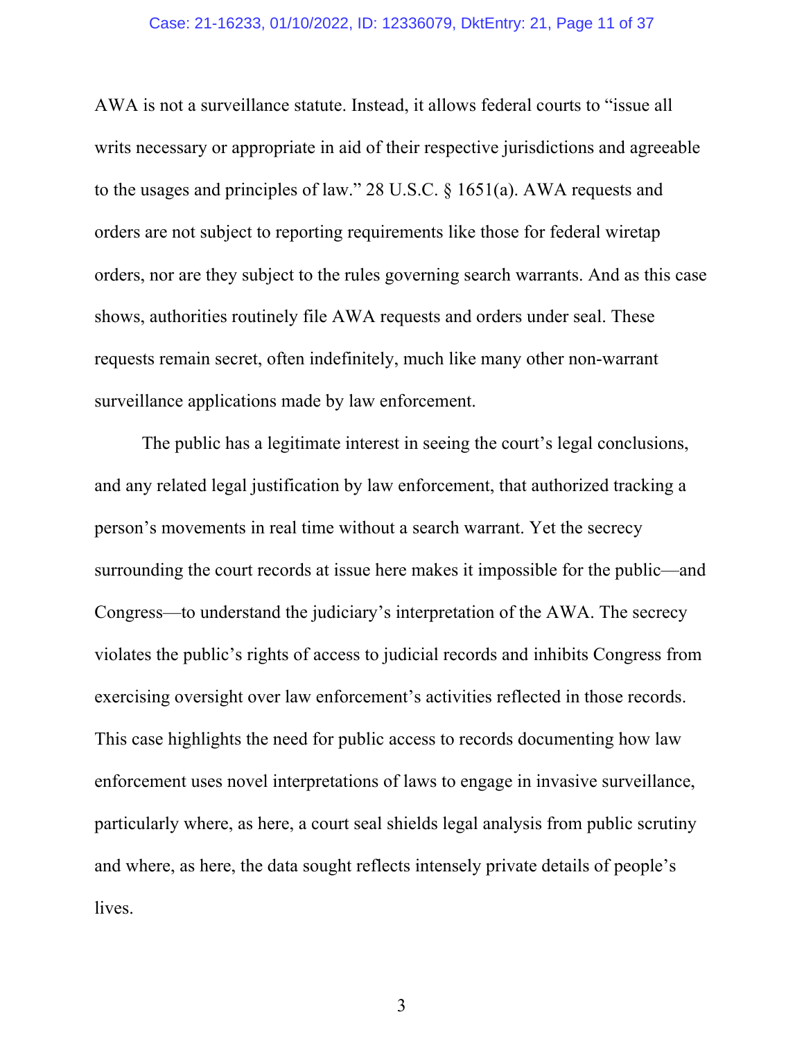AWA is not a surveillance statute. Instead, it allows federal courts to "issue all writs necessary or appropriate in aid of their respective jurisdictions and agreeable to the usages and principles of law." 28 U.S.C. § 1651(a). AWA requests and orders are not subject to reporting requirements like those for federal wiretap orders, nor are they subject to the rules governing search warrants. And as this case shows, authorities routinely file AWA requests and orders under seal. These requests remain secret, often indefinitely, much like many other non-warrant surveillance applications made by law enforcement.

The public has a legitimate interest in seeing the court's legal conclusions, and any related legal justification by law enforcement, that authorized tracking a person's movements in real time without a search warrant. Yet the secrecy surrounding the court records at issue here makes it impossible for the public—and Congress—to understand the judiciary's interpretation of the AWA. The secrecy violates the public's rights of access to judicial records and inhibits Congress from exercising oversight over law enforcement's activities reflected in those records. This case highlights the need for public access to records documenting how law enforcement uses novel interpretations of laws to engage in invasive surveillance, particularly where, as here, a court seal shields legal analysis from public scrutiny and where, as here, the data sought reflects intensely private details of people's lives.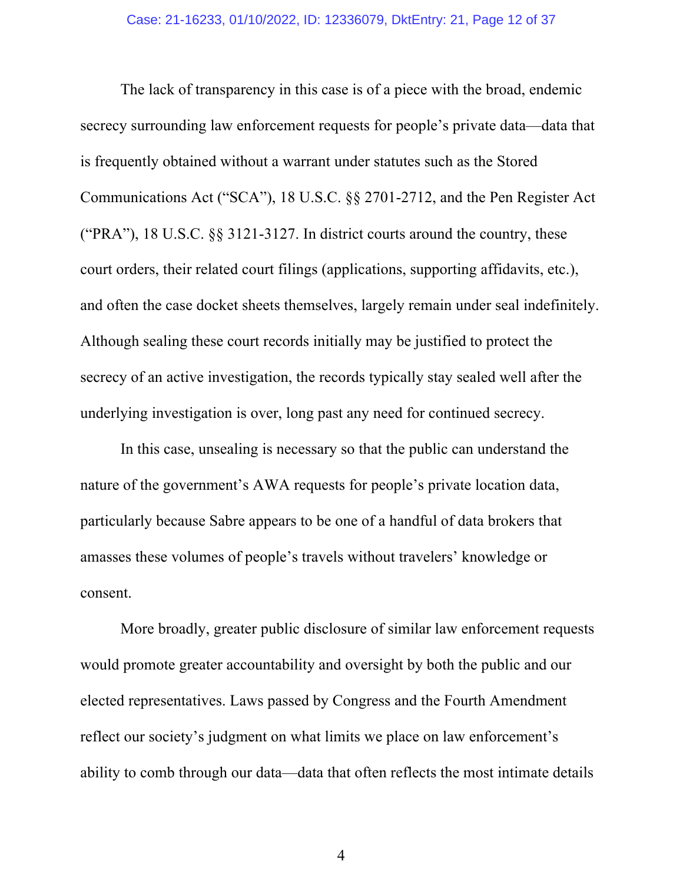The lack of transparency in this case is of a piece with the broad, endemic secrecy surrounding law enforcement requests for people's private data—data that is frequently obtained without a warrant under statutes such as the Stored Communications Act ("SCA"), 18 U.S.C. §§ 2701-2712, and the Pen Register Act ("PRA"), 18 U.S.C. §§ 3121-3127. In district courts around the country, these court orders, their related court filings (applications, supporting affidavits, etc.), and often the case docket sheets themselves, largely remain under seal indefinitely. Although sealing these court records initially may be justified to protect the secrecy of an active investigation, the records typically stay sealed well after the underlying investigation is over, long past any need for continued secrecy.

In this case, unsealing is necessary so that the public can understand the nature of the government's AWA requests for people's private location data, particularly because Sabre appears to be one of a handful of data brokers that amasses these volumes of people's travels without travelers' knowledge or consent.

More broadly, greater public disclosure of similar law enforcement requests would promote greater accountability and oversight by both the public and our elected representatives. Laws passed by Congress and the Fourth Amendment reflect our society's judgment on what limits we place on law enforcement's ability to comb through our data—data that often reflects the most intimate details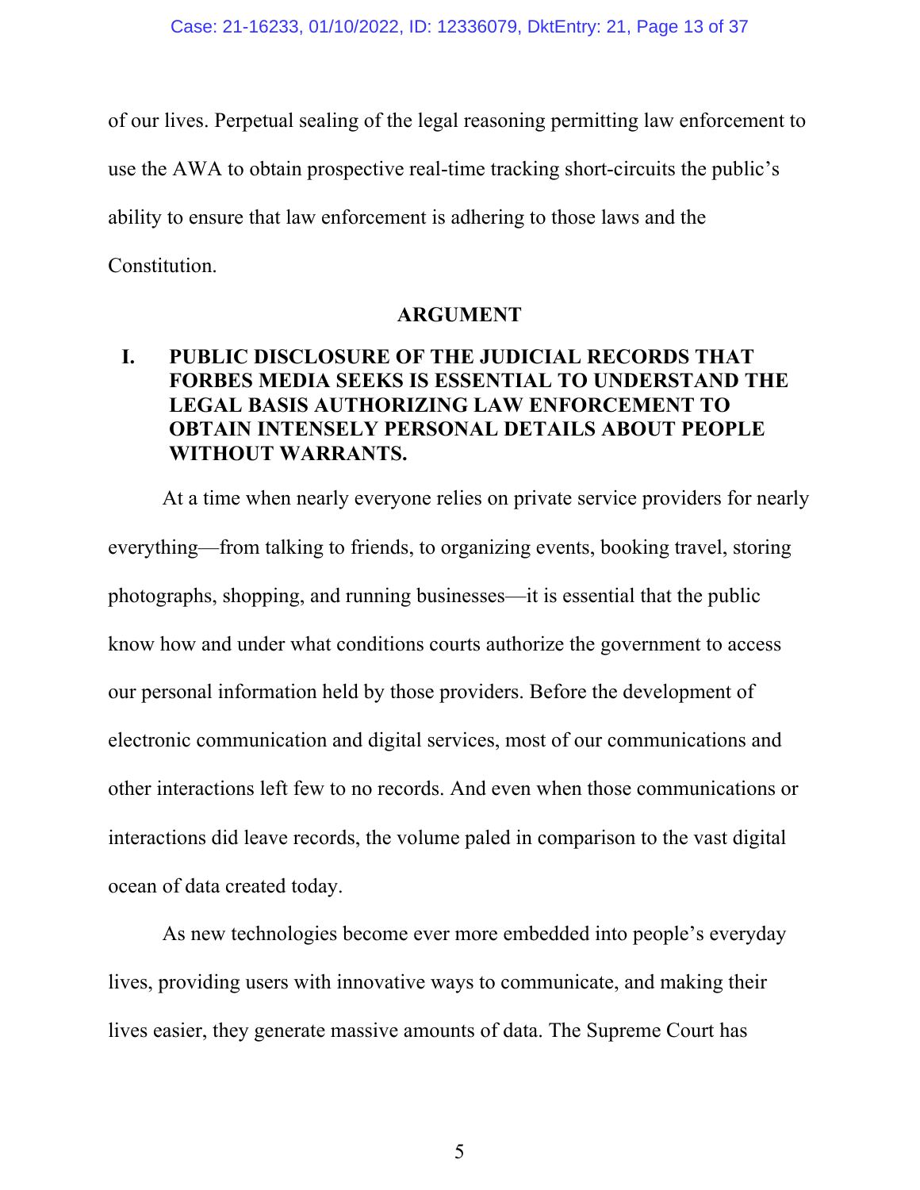of our lives. Perpetual sealing of the legal reasoning permitting law enforcement to use the AWA to obtain prospective real-time tracking short-circuits the public's ability to ensure that law enforcement is adhering to those laws and the Constitution.

## ARGUMENT

### I. PUBLIC DISCLOSURE OF THE JUDICIAL RECORDS THAT FORBES MEDIA SEEKS IS ESSENTIAL TO UNDERSTAND THE LEGAL BASIS AUTHORIZING LAW ENFORCEMENT TO OBTAIN INTENSELY PERSONAL DETAILS ABOUT PEOPLE WITHOUT WARRANTS.

At a time when nearly everyone relies on private service providers for nearly everything—from talking to friends, to organizing events, booking travel, storing photographs, shopping, and running businesses—it is essential that the public know how and under what conditions courts authorize the government to access our personal information held by those providers. Before the development of electronic communication and digital services, most of our communications and other interactions left few to no records. And even when those communications or interactions did leave records, the volume paled in comparison to the vast digital ocean of data created today.

As new technologies become ever more embedded into people's everyday lives, providing users with innovative ways to communicate, and making their lives easier, they generate massive amounts of data. The Supreme Court has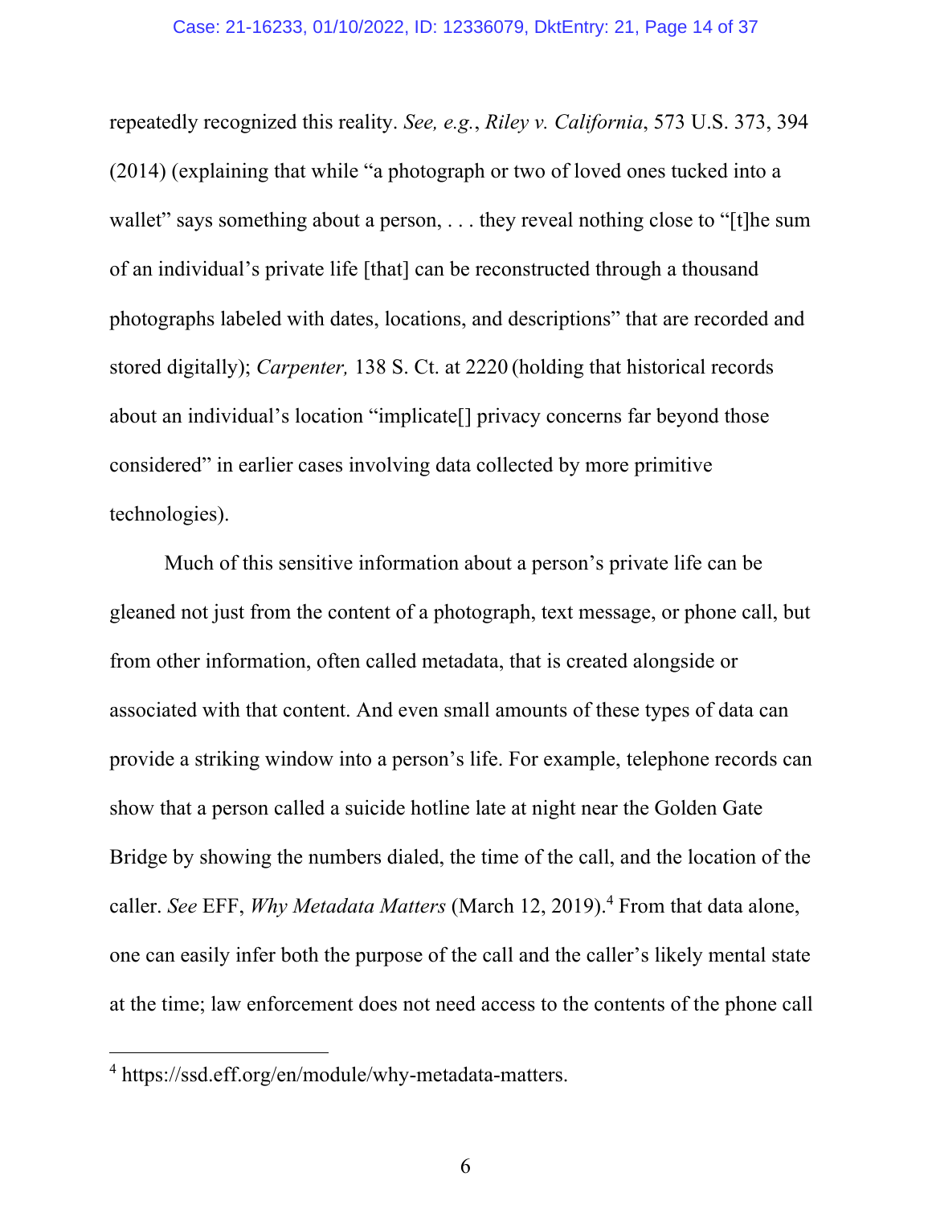repeatedly recognized this reality. *See, e.g.*, *Riley v. California*, 573 U.S. 373, 394 (2014) (explaining that while "a photograph or two of loved ones tucked into a wallet" says something about a person, . . . they reveal nothing close to "[t]he sum of an individual's private life [that] can be reconstructed through a thousand photographs labeled with dates, locations, and descriptions" that are recorded and stored digitally); *Carpenter,* 138 S. Ct. at 2220 (holding that historical records about an individual's location "implicate[] privacy concerns far beyond those considered" in earlier cases involving data collected by more primitive technologies).

Much of this sensitive information about a person's private life can be gleaned not just from the content of a photograph, text message, or phone call, but from other information, often called metadata, that is created alongside or associated with that content. And even small amounts of these types of data can provide a striking window into a person's life. For example, telephone records can show that a person called a suicide hotline late at night near the Golden Gate Bridge by showing the numbers dialed, the time of the call, and the location of the caller. *See* EFF, *Why Metadata Matters* (March 12, 2019).[4] From that data alone, one can easily infer both the purpose of the call and the caller's likely mental state at the time; law enforcement does not need access to the contents of the phone call

---

[4] https://ssd.eff.org/en/module/why-metadata-matters.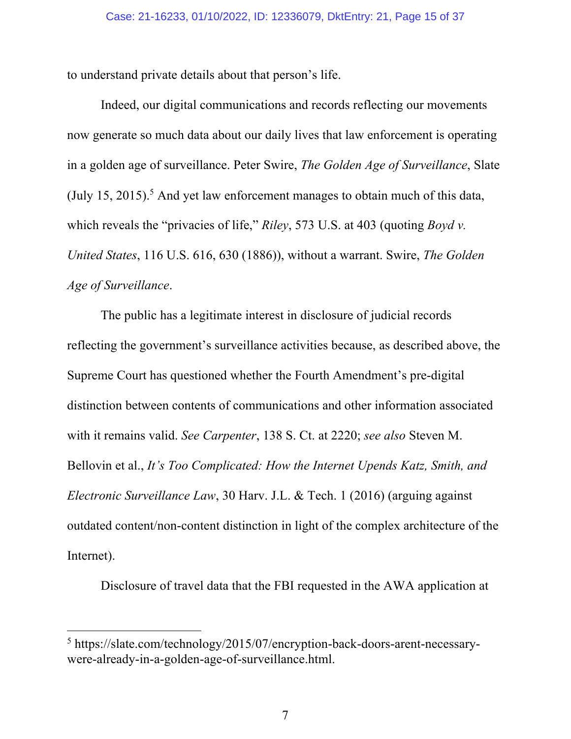to understand private details about that person's life.

Indeed, our digital communications and records reflecting our movements now generate so much data about our daily lives that law enforcement is operating in a golden age of surveillance. Peter Swire, *The Golden Age of Surveillance*, Slate (July 15, 2015).[5] And yet law enforcement manages to obtain much of this data, which reveals the "privacies of life," *Riley*, 573 U.S. at 403 (quoting *Boyd v. United States*, 116 U.S. 616, 630 (1886)), without a warrant. Swire, *The Golden Age of Surveillance*.

The public has a legitimate interest in disclosure of judicial records reflecting the government's surveillance activities because, as described above, the Supreme Court has questioned whether the Fourth Amendment's pre-digital distinction between contents of communications and other information associated with it remains valid. *See Carpenter*, 138 S. Ct. at 2220; *see also* Steven M. Bellovin et al., *It's Too Complicated: How the Internet Upends Katz, Smith, and Electronic Surveillance Law*, 30 Harv. J.L. & Tech. 1 (2016) (arguing against outdated content/non-content distinction in light of the complex architecture of the Internet).

Disclosure of travel data that the FBI requested in the AWA application at

---

[5] https://slate.com/technology/2015/07/encryption-back-doors-arent-necessary-were-already-in-a-golden-age-of-surveillance.html.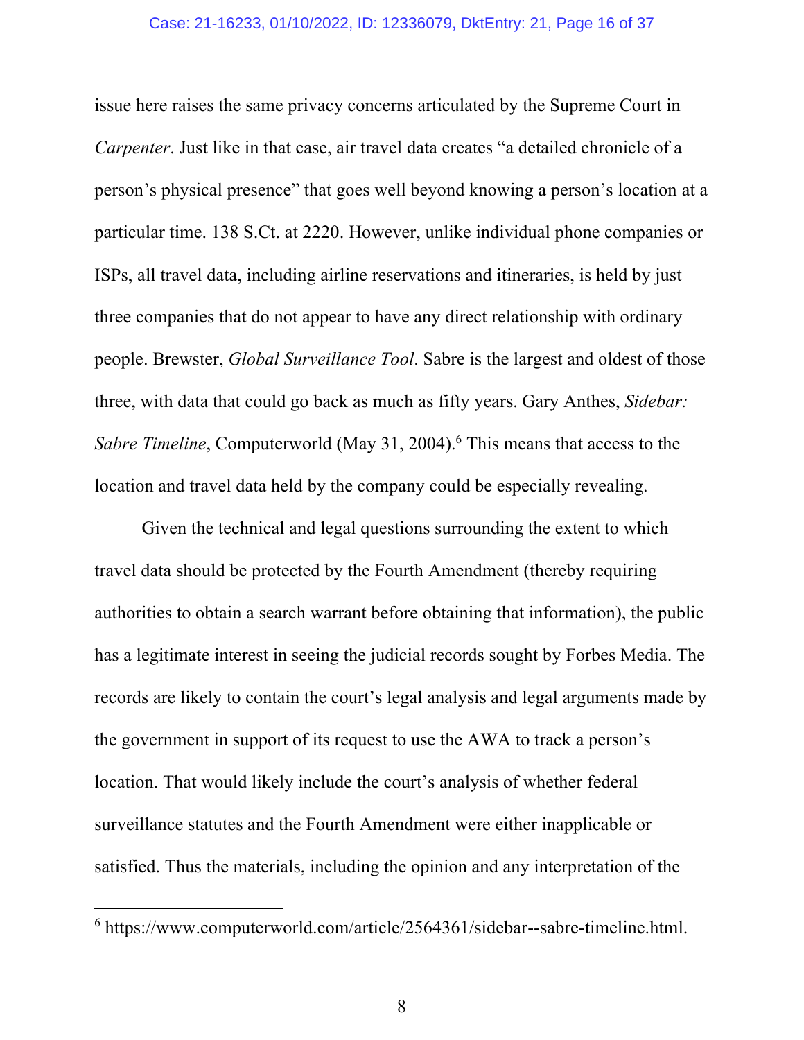issue here raises the same privacy concerns articulated by the Supreme Court in *Carpenter*. Just like in that case, air travel data creates "a detailed chronicle of a person's physical presence" that goes well beyond knowing a person's location at a particular time. 138 S.Ct. at 2220. However, unlike individual phone companies or ISPs, all travel data, including airline reservations and itineraries, is held by just three companies that do not appear to have any direct relationship with ordinary people. Brewster, *Global Surveillance Tool*. Sabre is the largest and oldest of those three, with data that could go back as much as fifty years. Gary Anthes, *Sidebar: Sabre Timeline*, Computerworld (May 31, 2004).[6] This means that access to the location and travel data held by the company could be especially revealing.

Given the technical and legal questions surrounding the extent to which travel data should be protected by the Fourth Amendment (thereby requiring authorities to obtain a search warrant before obtaining that information), the public has a legitimate interest in seeing the judicial records sought by Forbes Media. The records are likely to contain the court's legal analysis and legal arguments made by the government in support of its request to use the AWA to track a person's location. That would likely include the court's analysis of whether federal surveillance statutes and the Fourth Amendment were either inapplicable or satisfied. Thus the materials, including the opinion and any interpretation of the

---

[6] https://www.computerworld.com/article/2564361/sidebar--sabre-timeline.html.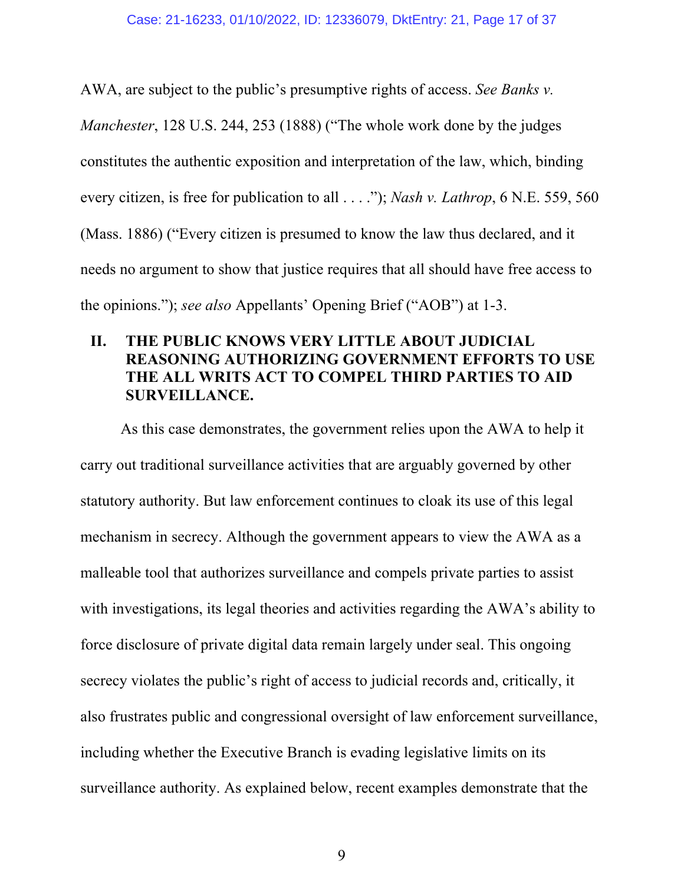AWA, are subject to the public's presumptive rights of access. *See Banks v. Manchester*, 128 U.S. 244, 253 (1888) ("The whole work done by the judges constitutes the authentic exposition and interpretation of the law, which, binding every citizen, is free for publication to all . . . ."); *Nash v. Lathrop*, 6 N.E. 559, 560 (Mass. 1886) ("Every citizen is presumed to know the law thus declared, and it needs no argument to show that justice requires that all should have free access to the opinions."); *see also* Appellants' Opening Brief ("AOB") at 1-3.

## II. THE PUBLIC KNOWS VERY LITTLE ABOUT JUDICIAL REASONING AUTHORIZING GOVERNMENT EFFORTS TO USE THE ALL WRITS ACT TO COMPEL THIRD PARTIES TO AID SURVEILLANCE.

As this case demonstrates, the government relies upon the AWA to help it carry out traditional surveillance activities that are arguably governed by other statutory authority. But law enforcement continues to cloak its use of this legal mechanism in secrecy. Although the government appears to view the AWA as a malleable tool that authorizes surveillance and compels private parties to assist with investigations, its legal theories and activities regarding the AWA's ability to force disclosure of private digital data remain largely under seal. This ongoing secrecy violates the public's right of access to judicial records and, critically, it also frustrates public and congressional oversight of law enforcement surveillance, including whether the Executive Branch is evading legislative limits on its surveillance authority. As explained below, recent examples demonstrate that the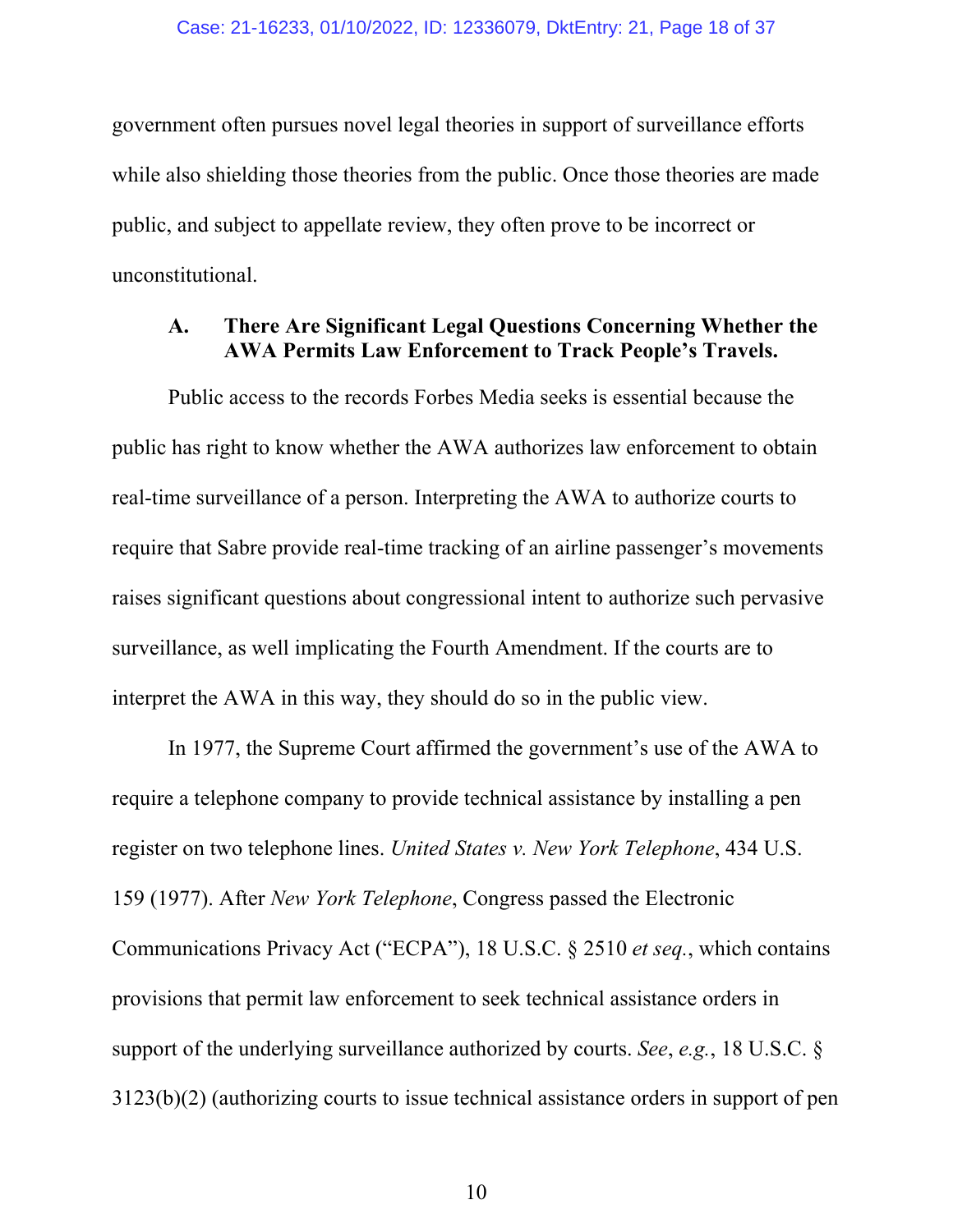government often pursues novel legal theories in support of surveillance efforts while also shielding those theories from the public. Once those theories are made public, and subject to appellate review, they often prove to be incorrect or unconstitutional.

### A. There Are Significant Legal Questions Concerning Whether the AWA Permits Law Enforcement to Track People's Travels.

Public access to the records Forbes Media seeks is essential because the public has right to know whether the AWA authorizes law enforcement to obtain real-time surveillance of a person. Interpreting the AWA to authorize courts to require that Sabre provide real-time tracking of an airline passenger's movements raises significant questions about congressional intent to authorize such pervasive surveillance, as well implicating the Fourth Amendment. If the courts are to interpret the AWA in this way, they should do so in the public view.

In 1977, the Supreme Court affirmed the government's use of the AWA to require a telephone company to provide technical assistance by installing a pen register on two telephone lines. *United States v. New York Telephone*, 434 U.S. 159 (1977). After *New York Telephone*, Congress passed the Electronic Communications Privacy Act ("ECPA"), 18 U.S.C. § 2510 *et seq.*, which contains provisions that permit law enforcement to seek technical assistance orders in support of the underlying surveillance authorized by courts. *See*, *e.g.*, 18 U.S.C. § 3123(b)(2) (authorizing courts to issue technical assistance orders in support of pen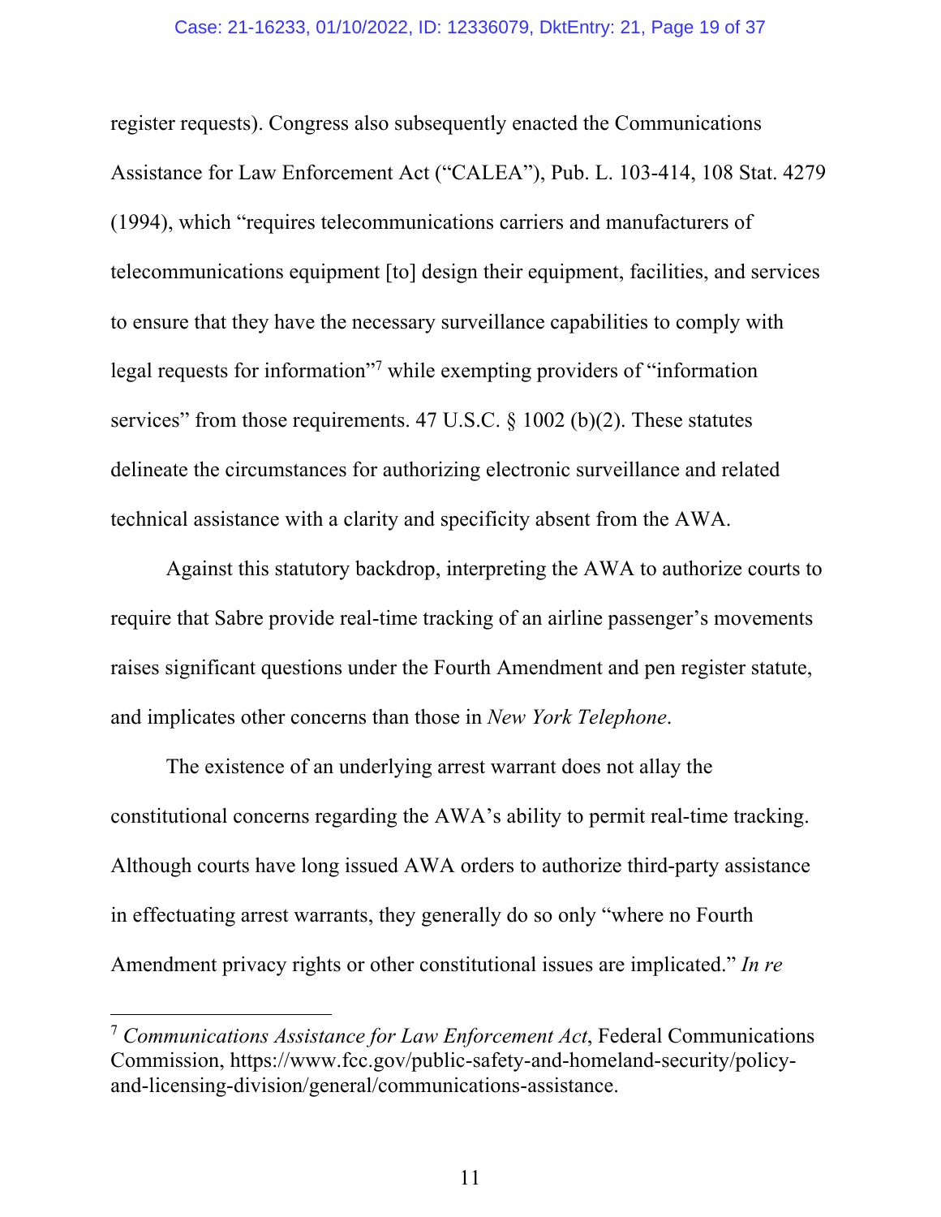register requests). Congress also subsequently enacted the Communications Assistance for Law Enforcement Act ("CALEA"), Pub. L. 103-414, 108 Stat. 4279 (1994), which "requires telecommunications carriers and manufacturers of telecommunications equipment [to] design their equipment, facilities, and services to ensure that they have the necessary surveillance capabilities to comply with legal requests for information"[7] while exempting providers of "information services" from those requirements. 47 U.S.C. § 1002 (b)(2). These statutes delineate the circumstances for authorizing electronic surveillance and related technical assistance with a clarity and specificity absent from the AWA.

Against this statutory backdrop, interpreting the AWA to authorize courts to require that Sabre provide real-time tracking of an airline passenger's movements raises significant questions under the Fourth Amendment and pen register statute, and implicates other concerns than those in *New York Telephone*.

The existence of an underlying arrest warrant does not allay the constitutional concerns regarding the AWA's ability to permit real-time tracking. Although courts have long issued AWA orders to authorize third-party assistance in effectuating arrest warrants, they generally do so only "where no Fourth Amendment privacy rights or other constitutional issues are implicated." *In re*

---

[7] *Communications Assistance for Law Enforcement Act*, Federal Communications Commission, https://www.fcc.gov/public-safety-and-homeland-security/policy-and-licensing-division/general/communications-assistance.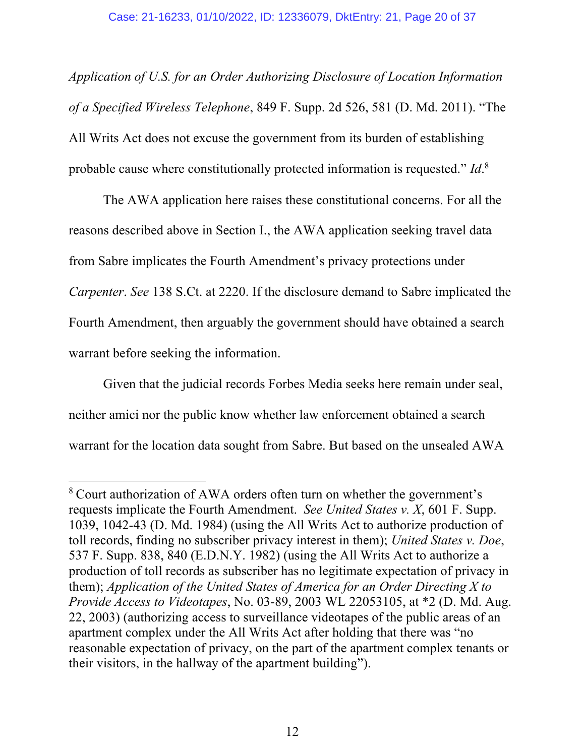*Application of U.S. for an Order Authorizing Disclosure of Location Information of a Specified Wireless Telephone*, 849 F. Supp. 2d 526, 581 (D. Md. 2011). "The All Writs Act does not excuse the government from its burden of establishing probable cause where constitutionally protected information is requested." *Id*.[8]

The AWA application here raises these constitutional concerns. For all the reasons described above in Section I., the AWA application seeking travel data from Sabre implicates the Fourth Amendment's privacy protections under *Carpenter*. *See* 138 S.Ct. at 2220. If the disclosure demand to Sabre implicated the Fourth Amendment, then arguably the government should have obtained a search warrant before seeking the information.

Given that the judicial records Forbes Media seeks here remain under seal, neither amici nor the public know whether law enforcement obtained a search warrant for the location data sought from Sabre. But based on the unsealed AWA

---

[8] Court authorization of AWA orders often turn on whether the government's requests implicate the Fourth Amendment. *See United States v. X*, 601 F. Supp. 1039, 1042-43 (D. Md. 1984) (using the All Writs Act to authorize production of toll records, finding no subscriber privacy interest in them); *United States v. Doe*, 537 F. Supp. 838, 840 (E.D.N.Y. 1982) (using the All Writs Act to authorize a production of toll records as subscriber has no legitimate expectation of privacy in them); *Application of the United States of America for an Order Directing X to Provide Access to Videotapes*, No. 03-89, 2003 WL 22053105, at *2 (D. Md. Aug. 22, 2003) (authorizing access to surveillance videotapes of the public areas of an apartment complex under the All Writs Act after holding that there was "no reasonable expectation of privacy, on the part of the apartment complex tenants or their visitors, in the hallway of the apartment building").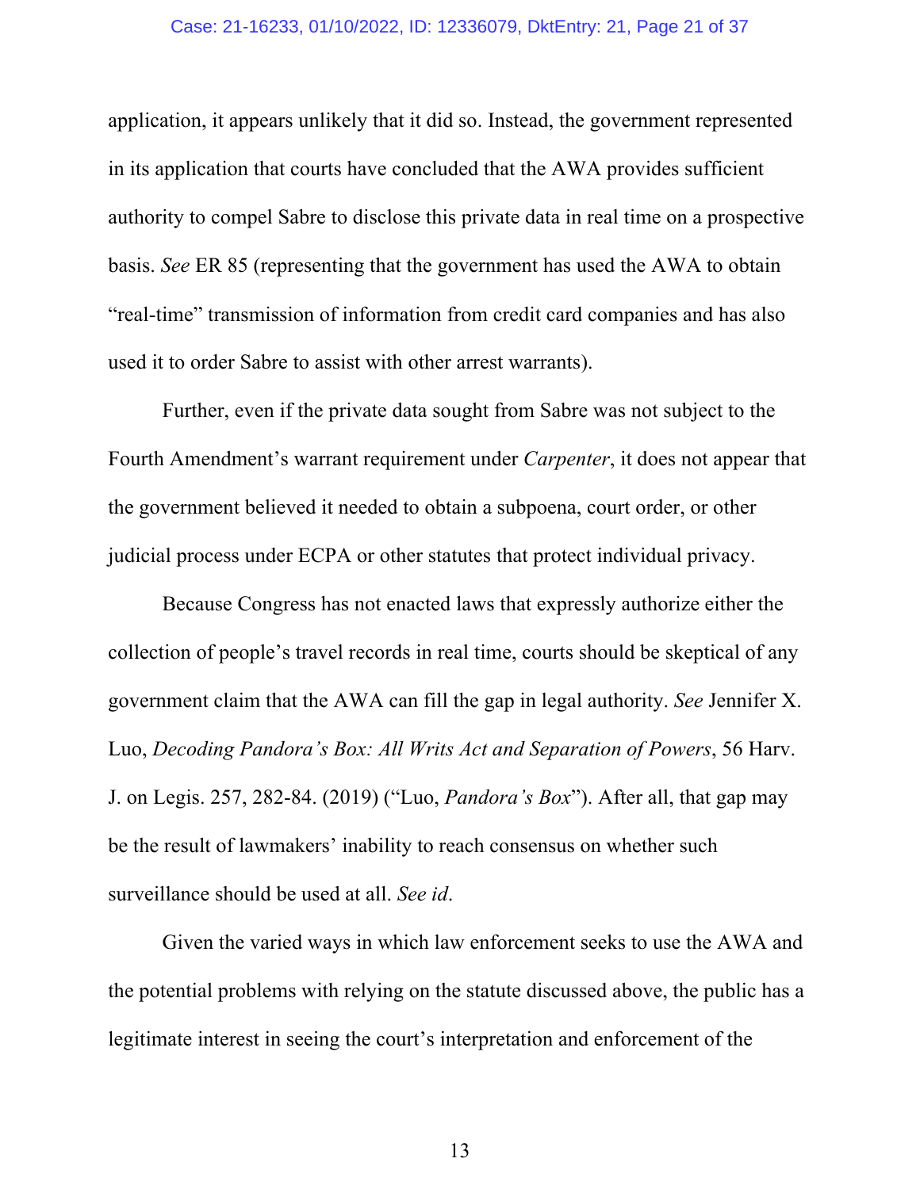application, it appears unlikely that it did so. Instead, the government represented in its application that courts have concluded that the AWA provides sufficient authority to compel Sabre to disclose this private data in real time on a prospective basis. *See* ER 85 (representing that the government has used the AWA to obtain "real-time" transmission of information from credit card companies and has also used it to order Sabre to assist with other arrest warrants).

Further, even if the private data sought from Sabre was not subject to the Fourth Amendment's warrant requirement under *Carpenter*, it does not appear that the government believed it needed to obtain a subpoena, court order, or other judicial process under ECPA or other statutes that protect individual privacy.

Because Congress has not enacted laws that expressly authorize either the collection of people's travel records in real time, courts should be skeptical of any government claim that the AWA can fill the gap in legal authority. *See* Jennifer X. Luo, *Decoding Pandora's Box: All Writs Act and Separation of Powers*, 56 Harv. J. on Legis. 257, 282-84. (2019) ("Luo, *Pandora's Box*"). After all, that gap may be the result of lawmakers' inability to reach consensus on whether such surveillance should be used at all. *See id*.

Given the varied ways in which law enforcement seeks to use the AWA and the potential problems with relying on the statute discussed above, the public has a legitimate interest in seeing the court's interpretation and enforcement of the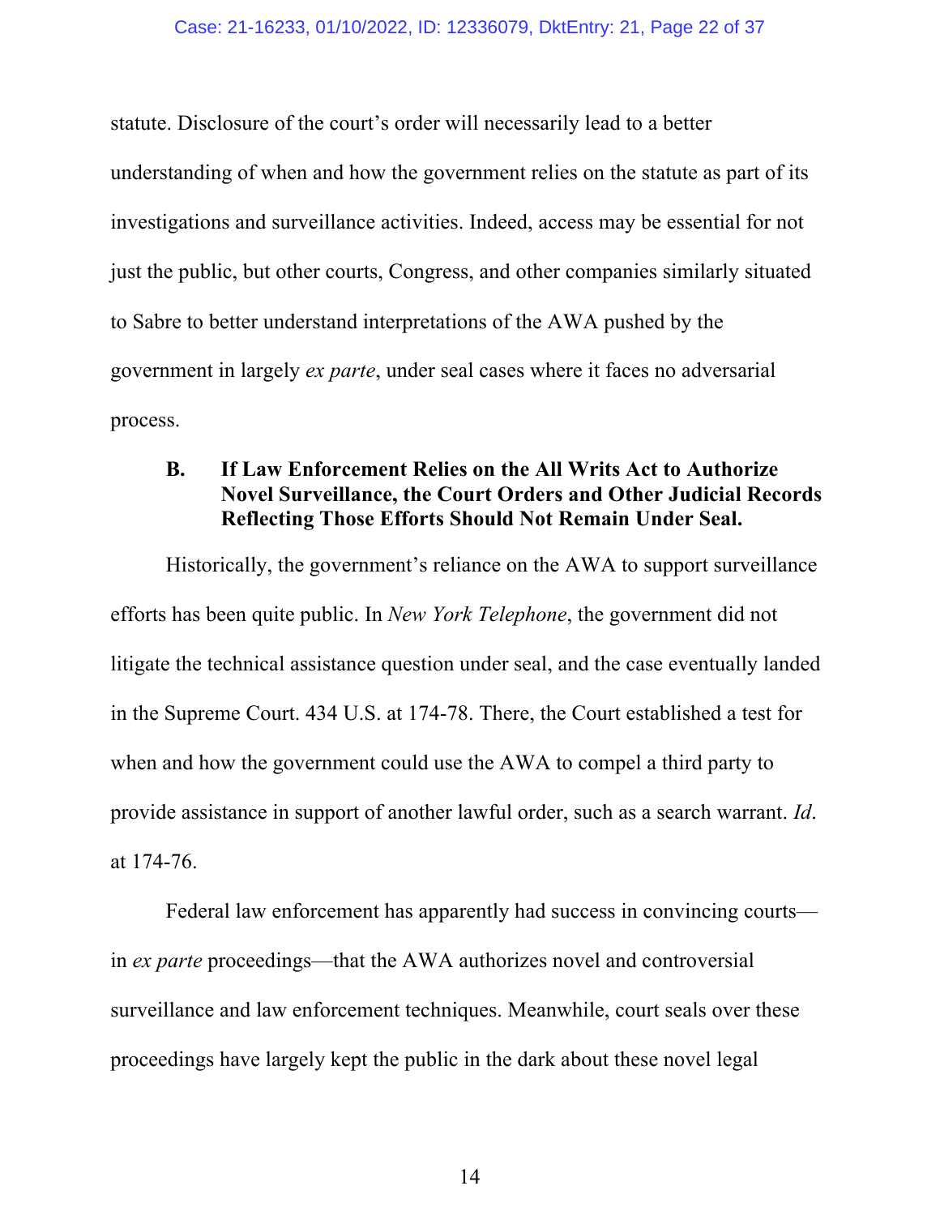statute. Disclosure of the court's order will necessarily lead to a better understanding of when and how the government relies on the statute as part of its investigations and surveillance activities. Indeed, access may be essential for not just the public, but other courts, Congress, and other companies similarly situated to Sabre to better understand interpretations of the AWA pushed by the government in largely *ex parte*, under seal cases where it faces no adversarial process.

### B. If Law Enforcement Relies on the All Writs Act to Authorize Novel Surveillance, the Court Orders and Other Judicial Records Reflecting Those Efforts Should Not Remain Under Seal.

Historically, the government's reliance on the AWA to support surveillance efforts has been quite public. In *New York Telephone*, the government did not litigate the technical assistance question under seal, and the case eventually landed in the Supreme Court. 434 U.S. at 174-78. There, the Court established a test for when and how the government could use the AWA to compel a third party to provide assistance in support of another lawful order, such as a search warrant. *Id*. at 174-76.

Federal law enforcement has apparently had success in convincing courts—in *ex parte* proceedings—that the AWA authorizes novel and controversial surveillance and law enforcement techniques. Meanwhile, court seals over these proceedings have largely kept the public in the dark about these novel legal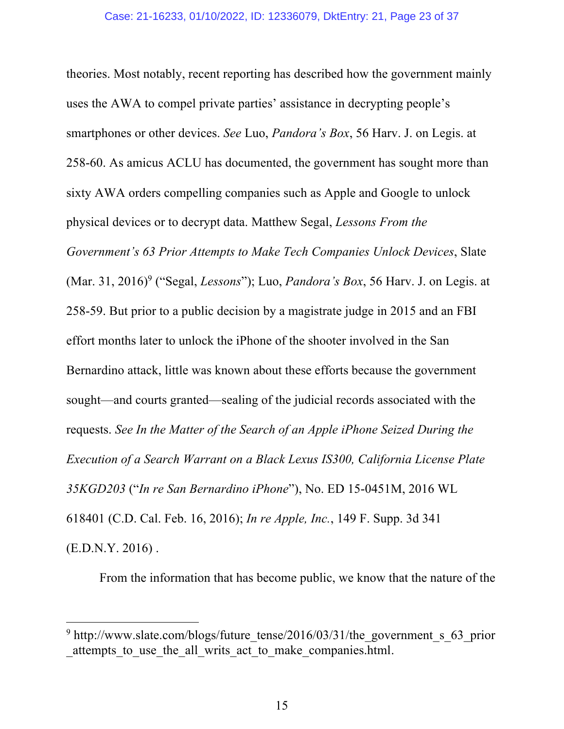theories. Most notably, recent reporting has described how the government mainly uses the AWA to compel private parties' assistance in decrypting people's smartphones or other devices. *See* Luo, *Pandora's Box*, 56 Harv. J. on Legis. at 258-60. As amicus ACLU has documented, the government has sought more than sixty AWA orders compelling companies such as Apple and Google to unlock physical devices or to decrypt data. Matthew Segal, *Lessons From the Government's 63 Prior Attempts to Make Tech Companies Unlock Devices*, Slate (Mar. 31, 2016)[9] ("Segal, *Lessons*"); Luo, *Pandora's Box*, 56 Harv. J. on Legis. at 258-59. But prior to a public decision by a magistrate judge in 2015 and an FBI effort months later to unlock the iPhone of the shooter involved in the San Bernardino attack, little was known about these efforts because the government sought—and courts granted—sealing of the judicial records associated with the requests. *See In the Matter of the Search of an Apple iPhone Seized During the Execution of a Search Warrant on a Black Lexus IS300, California License Plate 35KGD203* ("*In re San Bernardino iPhone*"), No. ED 15-0451M, 2016 WL 618401 (C.D. Cal. Feb. 16, 2016); *In re Apple, Inc.*, 149 F. Supp. 3d 341 (E.D.N.Y. 2016) .

From the information that has become public, we know that the nature of the

---

[9] http://www.slate.com/blogs/future_tense/2016/03/31/the_government_s_63_prior_attempts_to_use_the_all_writs_act_to_make_companies.html.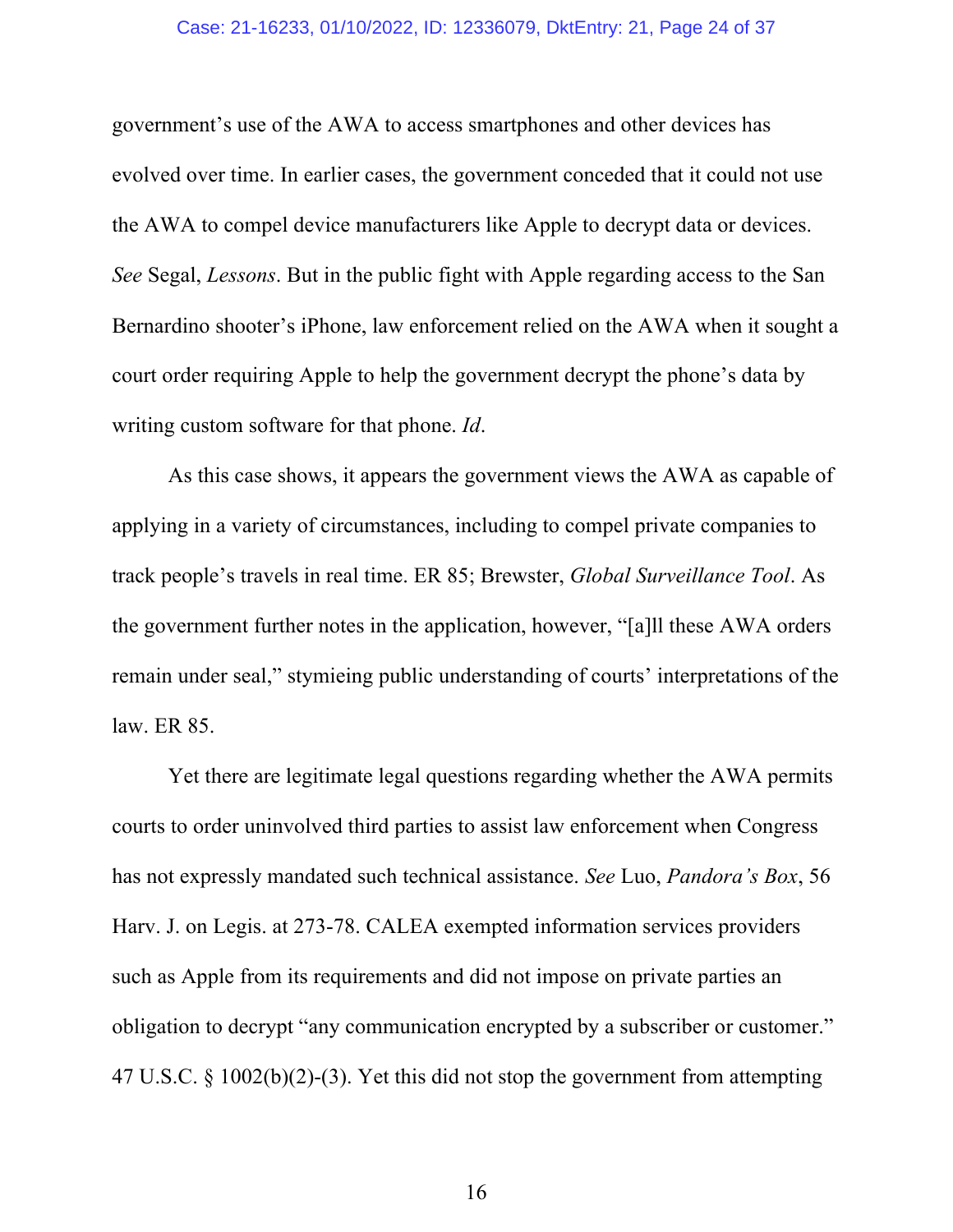government's use of the AWA to access smartphones and other devices has evolved over time. In earlier cases, the government conceded that it could not use the AWA to compel device manufacturers like Apple to decrypt data or devices. *See* Segal, *Lessons*. But in the public fight with Apple regarding access to the San Bernardino shooter's iPhone, law enforcement relied on the AWA when it sought a court order requiring Apple to help the government decrypt the phone's data by writing custom software for that phone. *Id*.

As this case shows, it appears the government views the AWA as capable of applying in a variety of circumstances, including to compel private companies to track people's travels in real time. ER 85; Brewster, *Global Surveillance Tool*. As the government further notes in the application, however, "[a]ll these AWA orders remain under seal," stymieing public understanding of courts' interpretations of the law. ER 85.

Yet there are legitimate legal questions regarding whether the AWA permits courts to order uninvolved third parties to assist law enforcement when Congress has not expressly mandated such technical assistance. *See* Luo, *Pandora's Box*, 56 Harv. J. on Legis. at 273-78. CALEA exempted information services providers such as Apple from its requirements and did not impose on private parties an obligation to decrypt "any communication encrypted by a subscriber or customer." 47 U.S.C. § 1002(b)(2)-(3). Yet this did not stop the government from attempting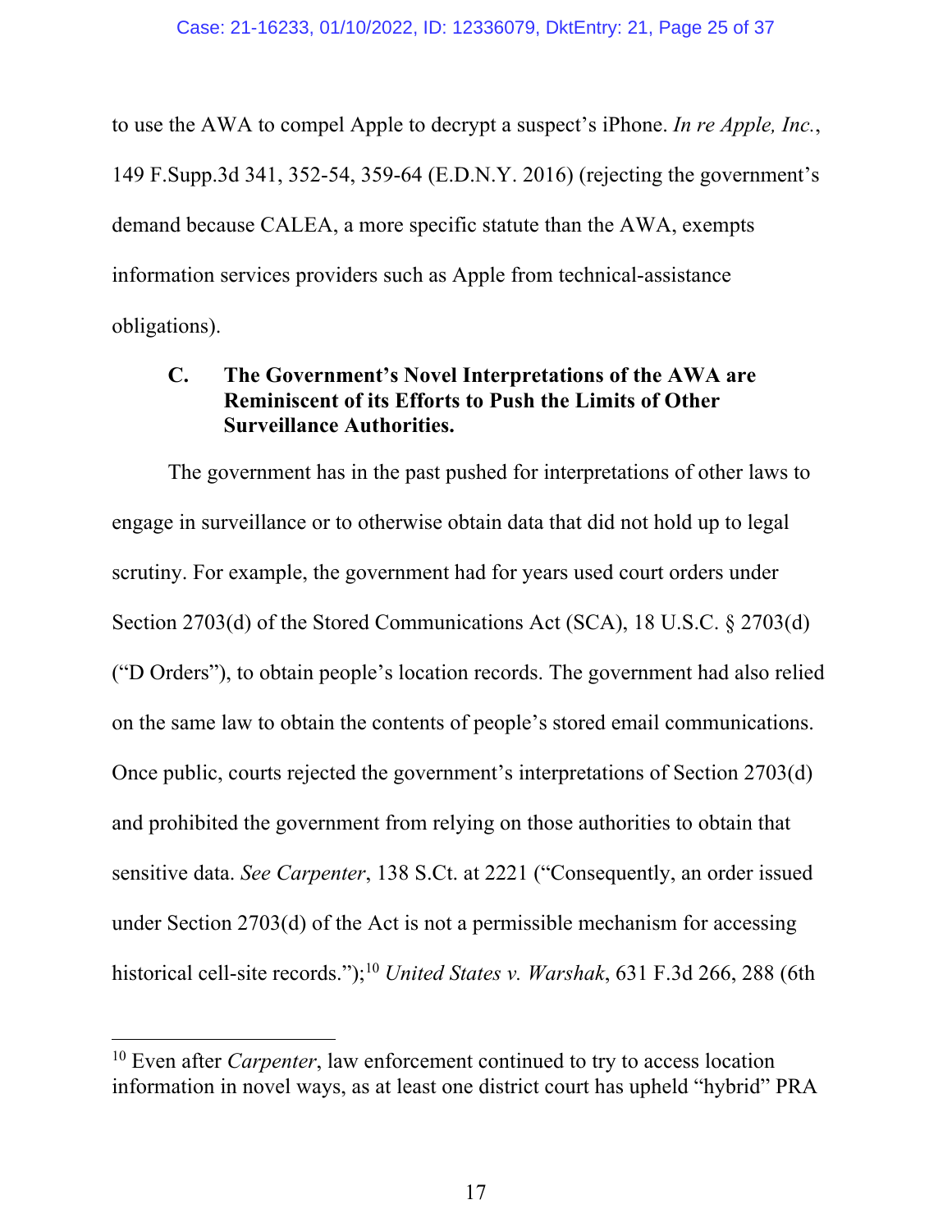to use the AWA to compel Apple to decrypt a suspect's iPhone. *In re Apple, Inc.*, 149 F.Supp.3d 341, 352-54, 359-64 (E.D.N.Y. 2016) (rejecting the government's demand because CALEA, a more specific statute than the AWA, exempts information services providers such as Apple from technical-assistance obligations).

### C. The Government's Novel Interpretations of the AWA are Reminiscent of its Efforts to Push the Limits of Other Surveillance Authorities.

The government has in the past pushed for interpretations of other laws to engage in surveillance or to otherwise obtain data that did not hold up to legal scrutiny. For example, the government had for years used court orders under Section 2703(d) of the Stored Communications Act (SCA), 18 U.S.C. § 2703(d) ("D Orders"), to obtain people's location records. The government had also relied on the same law to obtain the contents of people's stored email communications. Once public, courts rejected the government's interpretations of Section 2703(d) and prohibited the government from relying on those authorities to obtain that sensitive data. *See Carpenter*, 138 S.Ct. at 2221 ("Consequently, an order issued under Section 2703(d) of the Act is not a permissible mechanism for accessing historical cell-site records.");[10] *United States v. Warshak*, 631 F.3d 266, 288 (6th

[10] Even after *Carpenter*, law enforcement continued to try to access location information in novel ways, as at least one district court has upheld "hybrid" PRA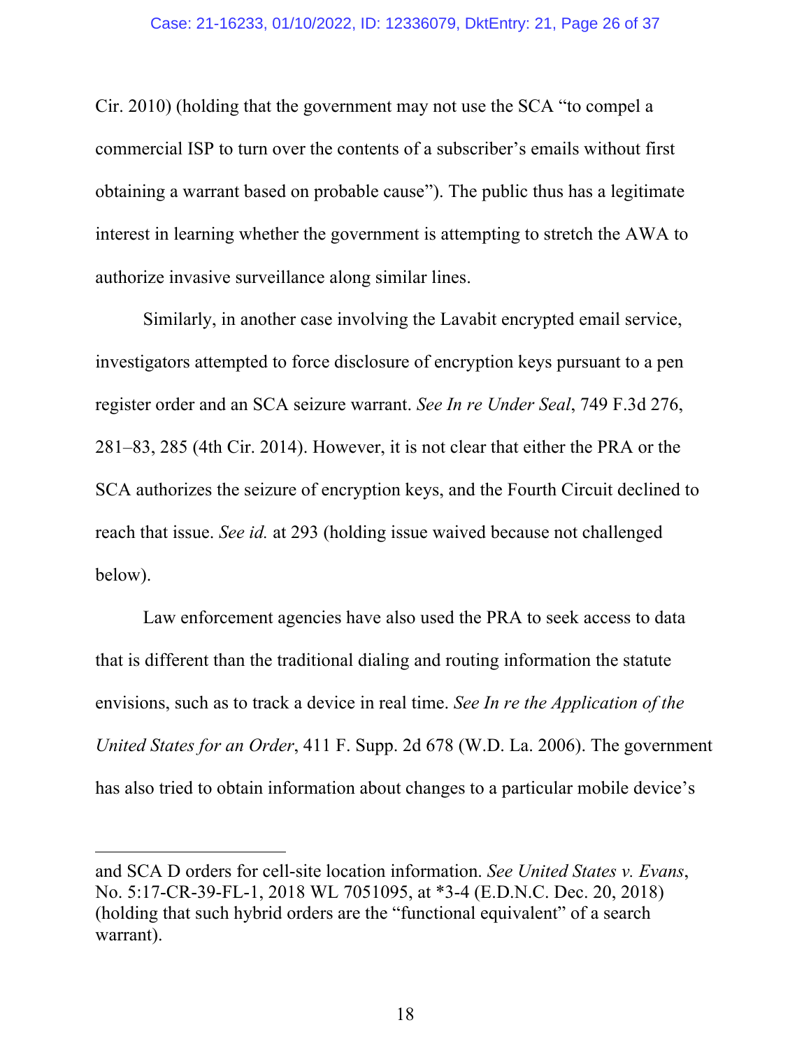Cir. 2010) (holding that the government may not use the SCA "to compel a commercial ISP to turn over the contents of a subscriber's emails without first obtaining a warrant based on probable cause"). The public thus has a legitimate interest in learning whether the government is attempting to stretch the AWA to authorize invasive surveillance along similar lines.

Similarly, in another case involving the Lavabit encrypted email service, investigators attempted to force disclosure of encryption keys pursuant to a pen register order and an SCA seizure warrant. *See In re Under Seal*, 749 F.3d 276, 281–83, 285 (4th Cir. 2014). However, it is not clear that either the PRA or the SCA authorizes the seizure of encryption keys, and the Fourth Circuit declined to reach that issue. *See id.* at 293 (holding issue waived because not challenged below).

Law enforcement agencies have also used the PRA to seek access to data that is different than the traditional dialing and routing information the statute envisions, such as to track a device in real time. *See In re the Application of the United States for an Order*, 411 F. Supp. 2d 678 (W.D. La. 2006). The government has also tried to obtain information about changes to a particular mobile device's

---

and SCA D orders for cell-site location information. *See United States v. Evans*, No. 5:17-CR-39-FL-1, 2018 WL 7051095, at *3-4 (E.D.N.C. Dec. 20, 2018) (holding that such hybrid orders are the "functional equivalent" of a search warrant).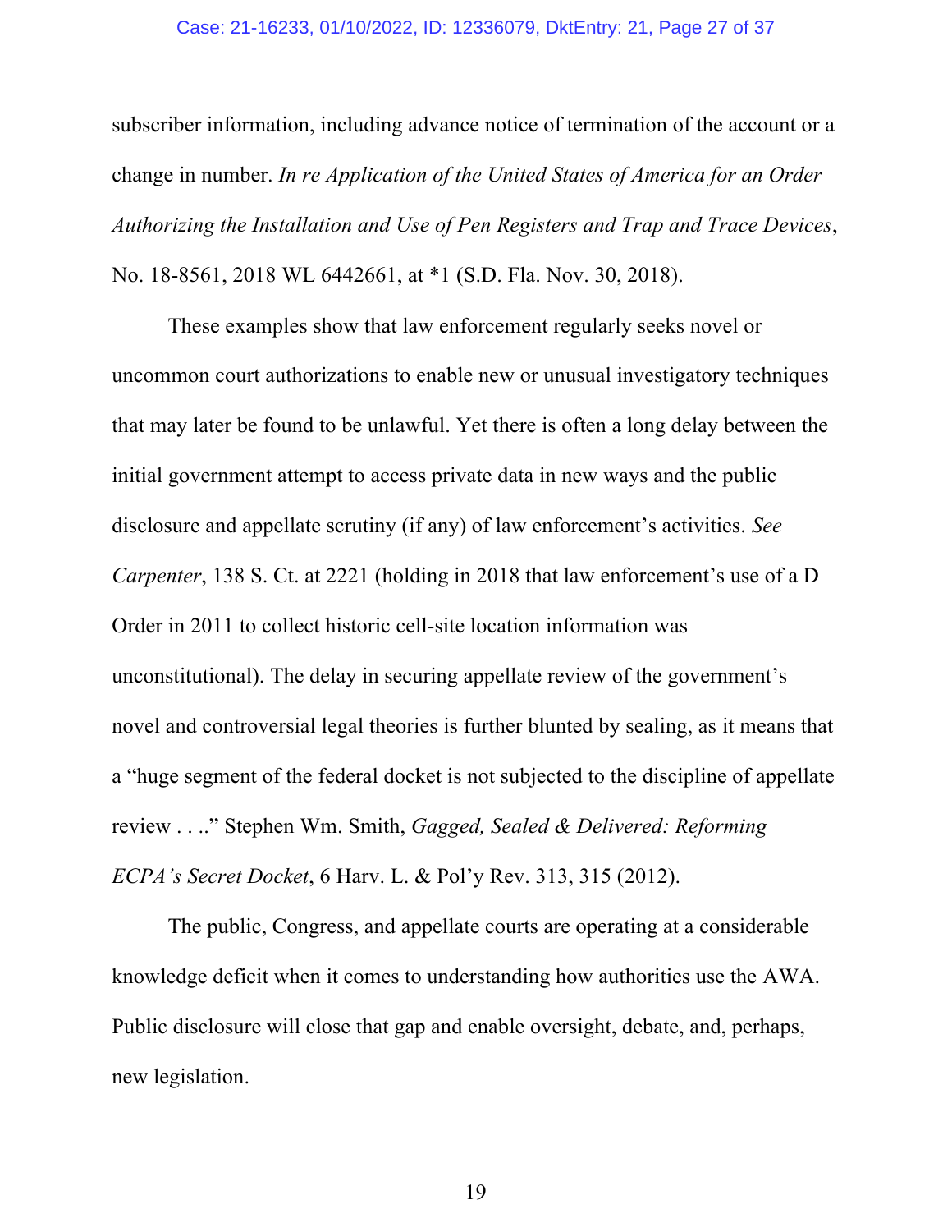subscriber information, including advance notice of termination of the account or a change in number. *In re Application of the United States of America for an Order Authorizing the Installation and Use of Pen Registers and Trap and Trace Devices*, No. 18-8561, 2018 WL 6442661, at *1 (S.D. Fla. Nov. 30, 2018).

These examples show that law enforcement regularly seeks novel or uncommon court authorizations to enable new or unusual investigatory techniques that may later be found to be unlawful. Yet there is often a long delay between the initial government attempt to access private data in new ways and the public disclosure and appellate scrutiny (if any) of law enforcement's activities. *See Carpenter*, 138 S. Ct. at 2221 (holding in 2018 that law enforcement's use of a D Order in 2011 to collect historic cell-site location information was unconstitutional). The delay in securing appellate review of the government's novel and controversial legal theories is further blunted by sealing, as it means that a "huge segment of the federal docket is not subjected to the discipline of appellate review . . .." Stephen Wm. Smith, *Gagged, Sealed & Delivered: Reforming ECPA's Secret Docket*, 6 Harv. L. & Pol'y Rev. 313, 315 (2012).

The public, Congress, and appellate courts are operating at a considerable knowledge deficit when it comes to understanding how authorities use the AWA. Public disclosure will close that gap and enable oversight, debate, and, perhaps, new legislation.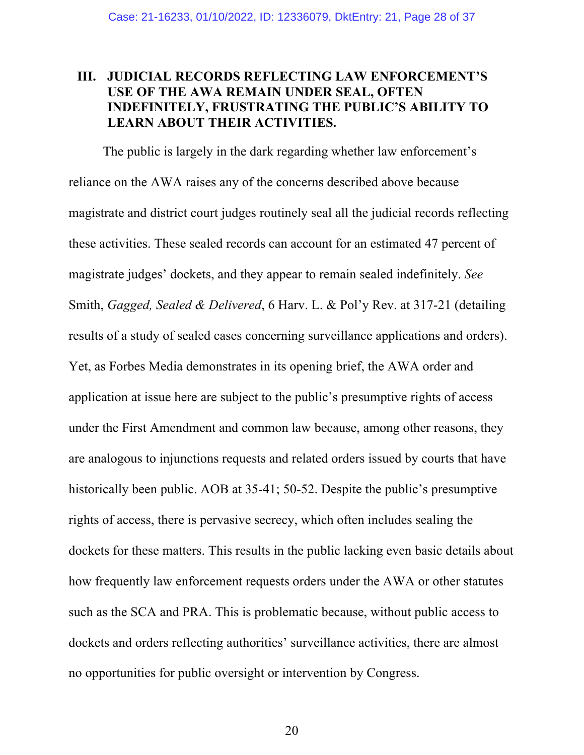## III. JUDICIAL RECORDS REFLECTING LAW ENFORCEMENT'S USE OF THE AWA REMAIN UNDER SEAL, OFTEN INDEFINITELY, FRUSTRATING THE PUBLIC'S ABILITY TO LEARN ABOUT THEIR ACTIVITIES.

The public is largely in the dark regarding whether law enforcement's reliance on the AWA raises any of the concerns described above because magistrate and district court judges routinely seal all the judicial records reflecting these activities. These sealed records can account for an estimated 47 percent of magistrate judges' dockets, and they appear to remain sealed indefinitely. *See* Smith, *Gagged, Sealed & Delivered*, 6 Harv. L. & Pol'y Rev. at 317-21 (detailing results of a study of sealed cases concerning surveillance applications and orders). Yet, as Forbes Media demonstrates in its opening brief, the AWA order and application at issue here are subject to the public's presumptive rights of access under the First Amendment and common law because, among other reasons, they are analogous to injunctions requests and related orders issued by courts that have historically been public. AOB at 35-41; 50-52. Despite the public's presumptive rights of access, there is pervasive secrecy, which often includes sealing the dockets for these matters. This results in the public lacking even basic details about how frequently law enforcement requests orders under the AWA or other statutes such as the SCA and PRA. This is problematic because, without public access to dockets and orders reflecting authorities' surveillance activities, there are almost no opportunities for public oversight or intervention by Congress.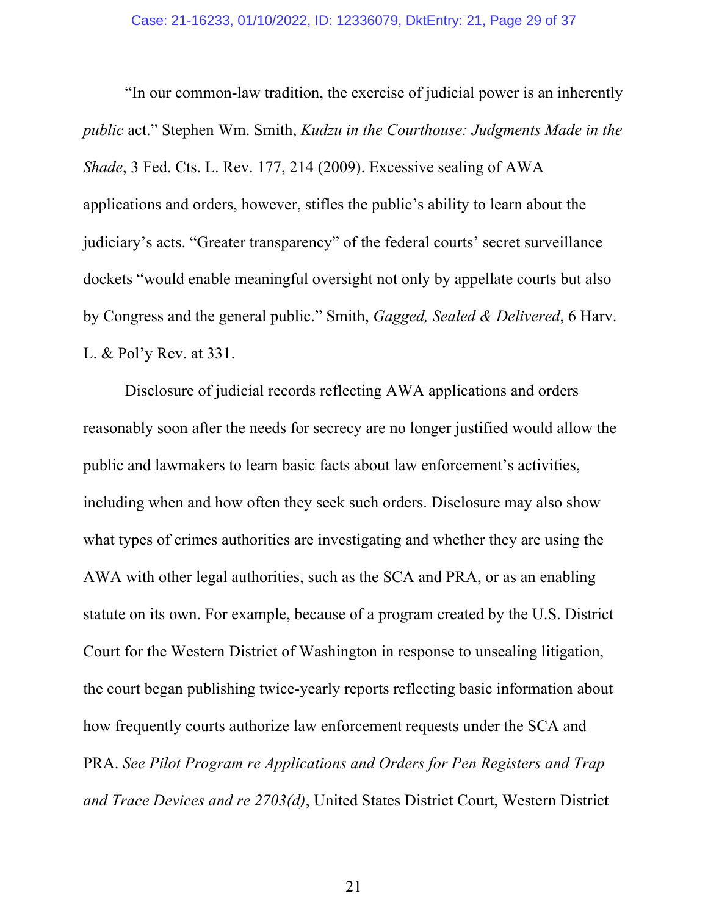"In our common-law tradition, the exercise of judicial power is an inherently *public* act." Stephen Wm. Smith, *Kudzu in the Courthouse: Judgments Made in the Shade*, 3 Fed. Cts. L. Rev. 177, 214 (2009). Excessive sealing of AWA applications and orders, however, stifles the public's ability to learn about the judiciary's acts. "Greater transparency" of the federal courts' secret surveillance dockets "would enable meaningful oversight not only by appellate courts but also by Congress and the general public." Smith, *Gagged, Sealed & Delivered*, 6 Harv. L. & Pol'y Rev. at 331.

Disclosure of judicial records reflecting AWA applications and orders reasonably soon after the needs for secrecy are no longer justified would allow the public and lawmakers to learn basic facts about law enforcement's activities, including when and how often they seek such orders. Disclosure may also show what types of crimes authorities are investigating and whether they are using the AWA with other legal authorities, such as the SCA and PRA, or as an enabling statute on its own. For example, because of a program created by the U.S. District Court for the Western District of Washington in response to unsealing litigation, the court began publishing twice-yearly reports reflecting basic information about how frequently courts authorize law enforcement requests under the SCA and PRA. *See Pilot Program re Applications and Orders for Pen Registers and Trap and Trace Devices and re 2703(d)*, United States District Court, Western District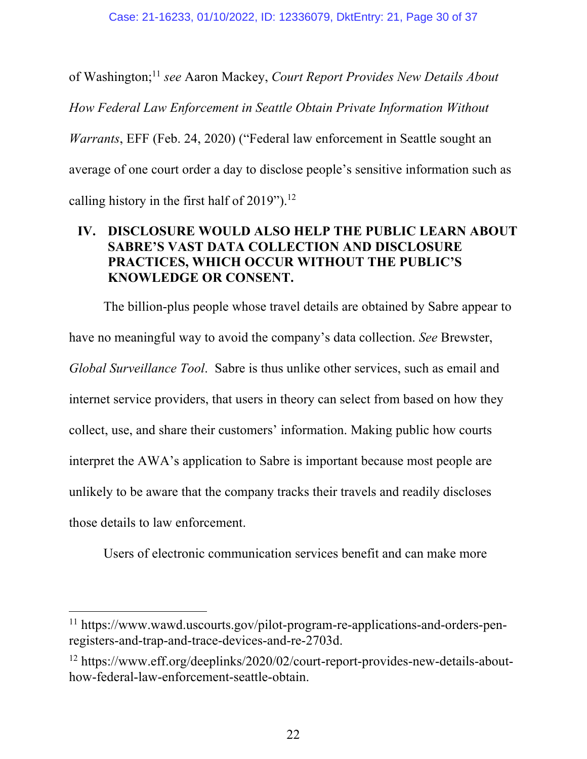of Washington;[11] *see* Aaron Mackey, *Court Report Provides New Details About How Federal Law Enforcement in Seattle Obtain Private Information Without Warrants*, EFF (Feb. 24, 2020) ("Federal law enforcement in Seattle sought an average of one court order a day to disclose people's sensitive information such as calling history in the first half of 2019").[12]

## IV. DISCLOSURE WOULD ALSO HELP THE PUBLIC LEARN ABOUT SABRE'S VAST DATA COLLECTION AND DISCLOSURE PRACTICES, WHICH OCCUR WITHOUT THE PUBLIC'S KNOWLEDGE OR CONSENT.

The billion-plus people whose travel details are obtained by Sabre appear to have no meaningful way to avoid the company's data collection. *See* Brewster, *Global Surveillance Tool*. Sabre is thus unlike other services, such as email and internet service providers, that users in theory can select from based on how they collect, use, and share their customers' information. Making public how courts interpret the AWA's application to Sabre is important because most people are unlikely to be aware that the company tracks their travels and readily discloses those details to law enforcement.

Users of electronic communication services benefit and can make more

---

[11] https://www.wawd.uscourts.gov/pilot-program-re-applications-and-orders-pen-registers-and-trap-and-trace-devices-and-re-2703d.

[12] https://www.eff.org/deeplinks/2020/02/court-report-provides-new-details-about-how-federal-law-enforcement-seattle-obtain.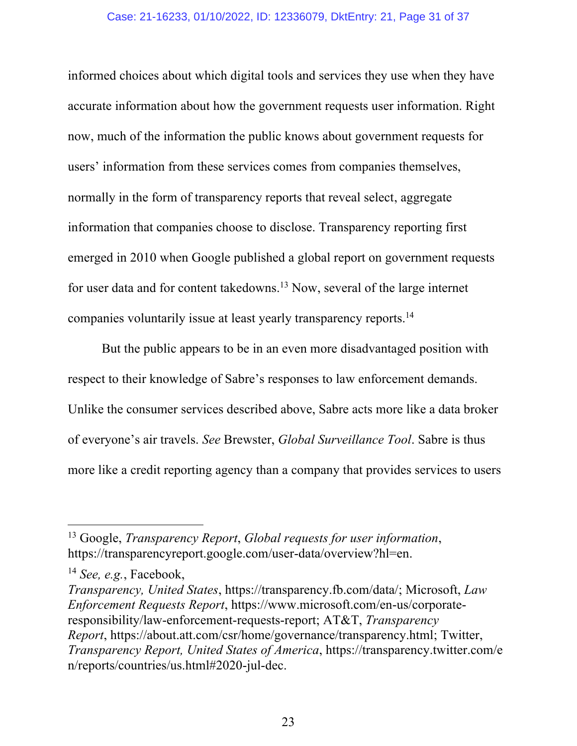informed choices about which digital tools and services they use when they have accurate information about how the government requests user information. Right now, much of the information the public knows about government requests for users' information from these services comes from companies themselves, normally in the form of transparency reports that reveal select, aggregate information that companies choose to disclose. Transparency reporting first emerged in 2010 when Google published a global report on government requests for user data and for content takedowns.[13] Now, several of the large internet companies voluntarily issue at least yearly transparency reports.[14]

But the public appears to be in an even more disadvantaged position with respect to their knowledge of Sabre's responses to law enforcement demands. Unlike the consumer services described above, Sabre acts more like a data broker of everyone's air travels. *See* Brewster, *Global Surveillance Tool*. Sabre is thus more like a credit reporting agency than a company that provides services to users

---

[13] Google, *Transparency Report*, *Global requests for user information*, https://transparencyreport.google.com/user-data/overview?hl=en.

[14] *See, e.g.*, Facebook, *Transparency, United States*, https://transparency.fb.com/data/; Microsoft, *Law Enforcement Requests Report*, https://www.microsoft.com/en-us/corporate-responsibility/law-enforcement-requests-report; AT&T, *Transparency Report*, https://about.att.com/csr/home/governance/transparency.html; Twitter, *Transparency Report, United States of America*, https://transparency.twitter.com/en/reports/countries/us.html#2020-jul-dec.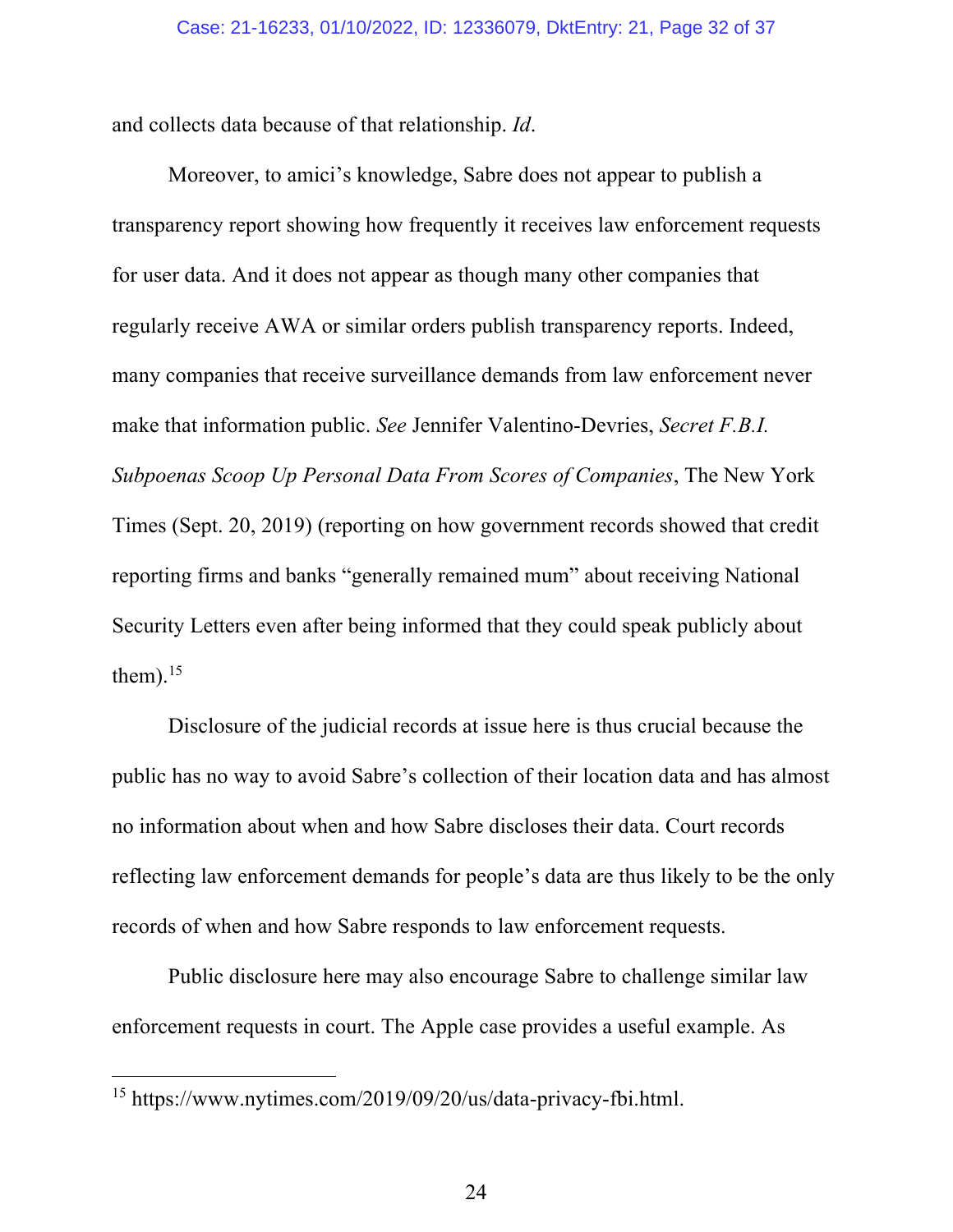and collects data because of that relationship. *Id*.

Moreover, to amici's knowledge, Sabre does not appear to publish a transparency report showing how frequently it receives law enforcement requests for user data. And it does not appear as though many other companies that regularly receive AWA or similar orders publish transparency reports. Indeed, many companies that receive surveillance demands from law enforcement never make that information public. *See* Jennifer Valentino-Devries, *Secret F.B.I. Subpoenas Scoop Up Personal Data From Scores of Companies*, The New York Times (Sept. 20, 2019) (reporting on how government records showed that credit reporting firms and banks "generally remained mum" about receiving National Security Letters even after being informed that they could speak publicly about them).[15]

Disclosure of the judicial records at issue here is thus crucial because the public has no way to avoid Sabre's collection of their location data and has almost no information about when and how Sabre discloses their data. Court records reflecting law enforcement demands for people's data are thus likely to be the only records of when and how Sabre responds to law enforcement requests.

Public disclosure here may also encourage Sabre to challenge similar law enforcement requests in court. The Apple case provides a useful example. As

---

[15] https://www.nytimes.com/2019/09/20/us/data-privacy-fbi.html.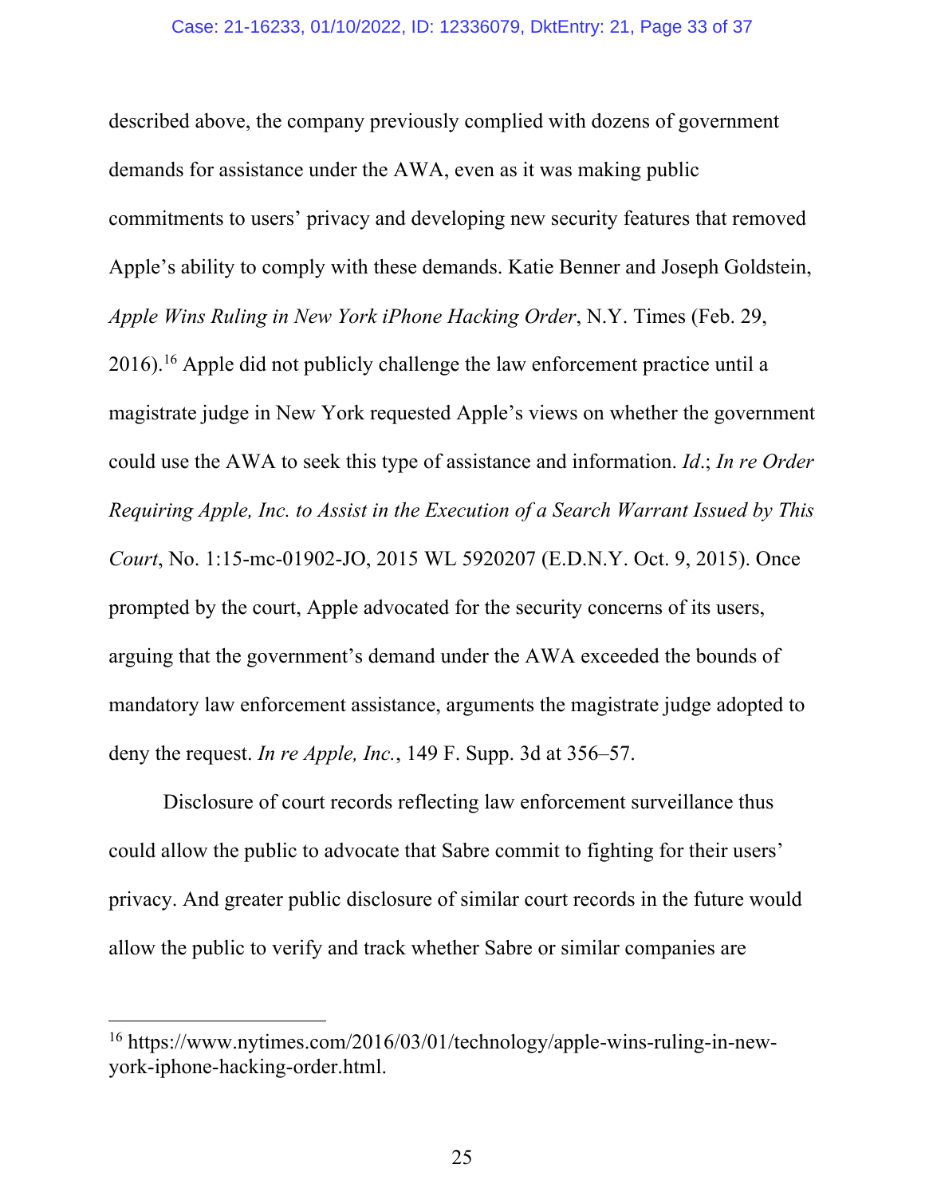described above, the company previously complied with dozens of government demands for assistance under the AWA, even as it was making public commitments to users' privacy and developing new security features that removed Apple's ability to comply with these demands. Katie Benner and Joseph Goldstein, *Apple Wins Ruling in New York iPhone Hacking Order*, N.Y. Times (Feb. 29, 2016).[16] Apple did not publicly challenge the law enforcement practice until a magistrate judge in New York requested Apple's views on whether the government could use the AWA to seek this type of assistance and information. *Id*.; *In re Order Requiring Apple, Inc. to Assist in the Execution of a Search Warrant Issued by This Court*, No. 1:15-mc-01902-JO, 2015 WL 5920207 (E.D.N.Y. Oct. 9, 2015). Once prompted by the court, Apple advocated for the security concerns of its users, arguing that the government's demand under the AWA exceeded the bounds of mandatory law enforcement assistance, arguments the magistrate judge adopted to deny the request. *In re Apple, Inc.*, 149 F. Supp. 3d at 356–57.

Disclosure of court records reflecting law enforcement surveillance thus could allow the public to advocate that Sabre commit to fighting for their users' privacy. And greater public disclosure of similar court records in the future would allow the public to verify and track whether Sabre or similar companies are

---

[16] https://www.nytimes.com/2016/03/01/technology/apple-wins-ruling-in-new-york-iphone-hacking-order.html.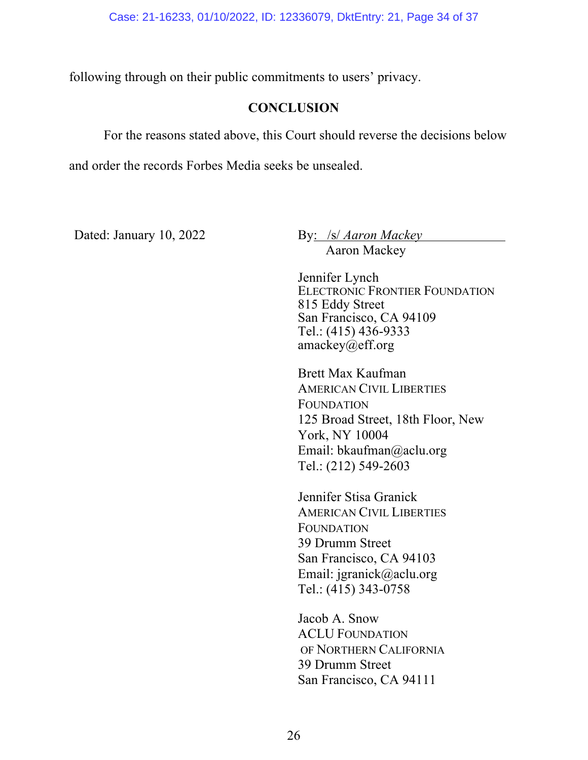following through on their public commitments to users' privacy.

## CONCLUSION

For the reasons stated above, this Court should reverse the decisions below and order the records Forbes Media seeks be unsealed.

Dated: January 10, 2022

By: /s/ *Aaron Mackey*
Aaron Mackey

Jennifer Lynch
ELECTRONIC FRONTIER FOUNDATION
815 Eddy Street
San Francisco, CA 94109
Tel.: (415) 436-9333
amackey@eff.org

Brett Max Kaufman
AMERICAN CIVIL LIBERTIES FOUNDATION
125 Broad Street, 18th Floor, New York, NY 10004
Email: bkaufman@aclu.org
Tel.: (212) 549-2603

Jennifer Stisa Granick
AMERICAN CIVIL LIBERTIES FOUNDATION
39 Drumm Street
San Francisco, CA 94103
Email: jgranick@aclu.org
Tel.: (415) 343-0758

Jacob A. Snow
ACLU FOUNDATION OF NORTHERN CALIFORNIA
39 Drumm Street
San Francisco, CA 94111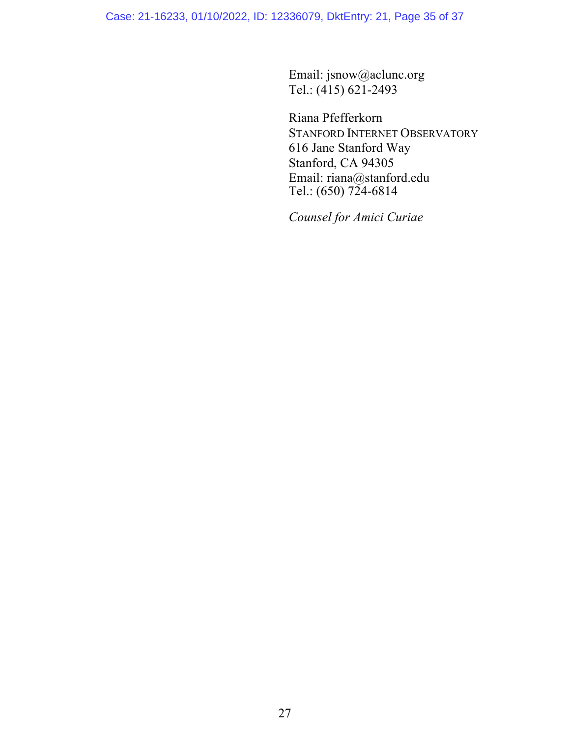Email: jsnow@aclunc.org
Tel.: (415) 621-2493

Riana Pfefferkorn
STANFORD INTERNET OBSERVATORY
616 Jane Stanford Way
Stanford, CA 94305
Email: riana@stanford.edu
Tel.: (650) 724-6814

*Counsel for Amici Curiae*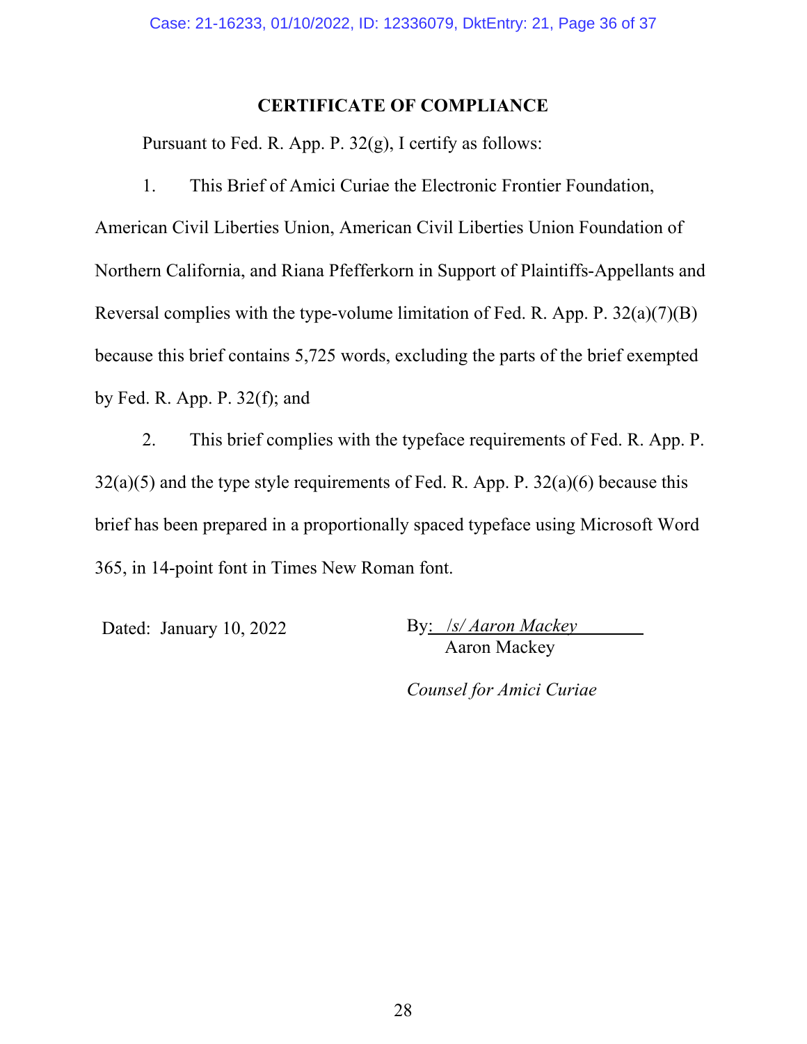## CERTIFICATE OF COMPLIANCE

Pursuant to Fed. R. App. P. 32(g), I certify as follows:

1. This Brief of Amici Curiae the Electronic Frontier Foundation, American Civil Liberties Union, American Civil Liberties Union Foundation of Northern California, and Riana Pfefferkorn in Support of Plaintiffs-Appellants and Reversal complies with the type-volume limitation of Fed. R. App. P. 32(a)(7)(B) because this brief contains 5,725 words, excluding the parts of the brief exempted by Fed. R. App. P. 32(f); and

2. This brief complies with the typeface requirements of Fed. R. App. P. 32(a)(5) and the type style requirements of Fed. R. App. P. 32(a)(6) because this brief has been prepared in a proportionally spaced typeface using Microsoft Word 365, in 14-point font in Times New Roman font.

Dated: January 10, 2022

By: */s/ Aaron Mackey*
Aaron Mackey

*Counsel for Amici Curiae*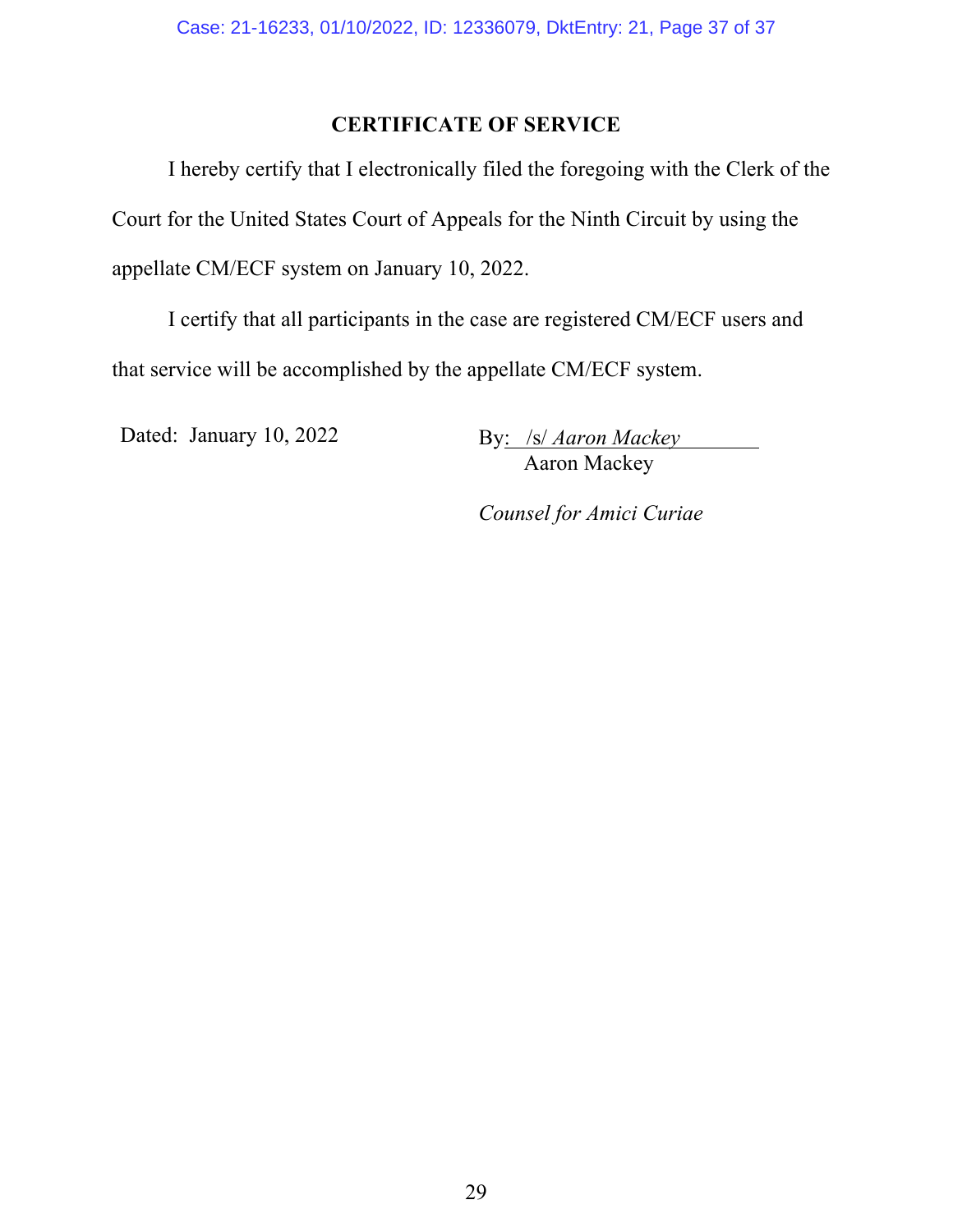## CERTIFICATE OF SERVICE

I hereby certify that I electronically filed the foregoing with the Clerk of the Court for the United States Court of Appeals for the Ninth Circuit by using the appellate CM/ECF system on January 10, 2022.

I certify that all participants in the case are registered CM/ECF users and that service will be accomplished by the appellate CM/ECF system.

Dated: January 10, 2022

By: /s/ *Aaron Mackey*
Aaron Mackey

*Counsel for Amici Curiae*